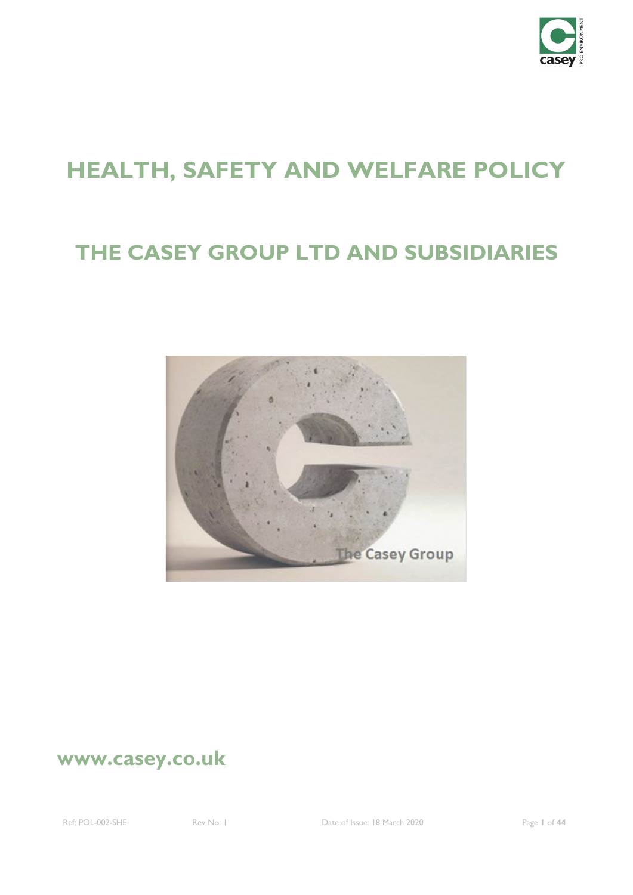# HEALTH, SAFETY AND WELFARE POLICY

## THE CASEY GROUP LTD AND SUBSIDIARIES

**www.casey.co.uk**

Ref: POL-002-SHE    Rev No: 1    Date of Issue: 18 March 2020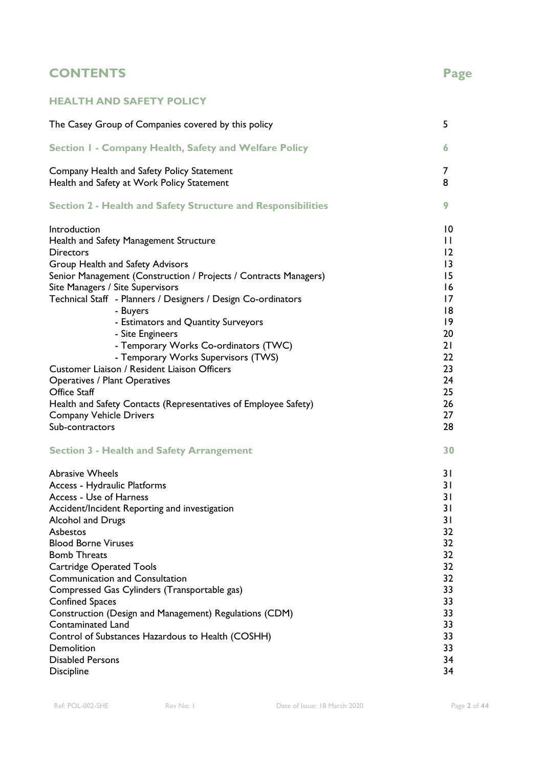# CONTENTS

| | Page |
|---|---|
| **HEALTH AND SAFETY POLICY** | |
| The Casey Group of Companies covered by this policy | 5 |
| **Section 1 - Company Health, Safety and Welfare Policy** | **6** |
| Company Health and Safety Policy Statement | 7 |
| Health and Safety at Work Policy Statement | 8 |
| **Section 2 - Health and Safety Structure and Responsibilities** | **9** |
| Introduction | 10 |
| Health and Safety Management Structure | 11 |
| Directors | 12 |
| Group Health and Safety Advisors | 13 |
| Senior Management (Construction / Projects / Contracts Managers) | 15 |
| Site Managers / Site Supervisors | 16 |
| Technical Staff - Planners / Designers / Design Co-ordinators | 17 |
| - Buyers | 18 |
| - Estimators and Quantity Surveyors | 19 |
| - Site Engineers | 20 |
| - Temporary Works Co-ordinators (TWC) | 21 |
| - Temporary Works Supervisors (TWS) | 22 |
| Customer Liaison / Resident Liaison Officers | 23 |
| Operatives / Plant Operatives | 24 |
| Office Staff | 25 |
| Health and Safety Contacts (Representatives of Employee Safety) | 26 |
| Company Vehicle Drivers | 27 |
| Sub-contractors | 28 |
| **Section 3 - Health and Safety Arrangement** | **30** |
| Abrasive Wheels | 31 |
| Access - Hydraulic Platforms | 31 |
| Access - Use of Harness | 31 |
| Accident/Incident Reporting and investigation | 31 |
| Alcohol and Drugs | 31 |
| Asbestos | 32 |
| Blood Borne Viruses | 32 |
| Bomb Threats | 32 |
| Cartridge Operated Tools | 32 |
| Communication and Consultation | 32 |
| Compressed Gas Cylinders (Transportable gas) | 33 |
| Confined Spaces | 33 |
| Construction (Design and Management) Regulations (CDM) | 33 |
| Contaminated Land | 33 |
| Control of Substances Hazardous to Health (COSHH) | 33 |
| Demolition | 33 |
| Disabled Persons | 34 |
| Discipline | 34 |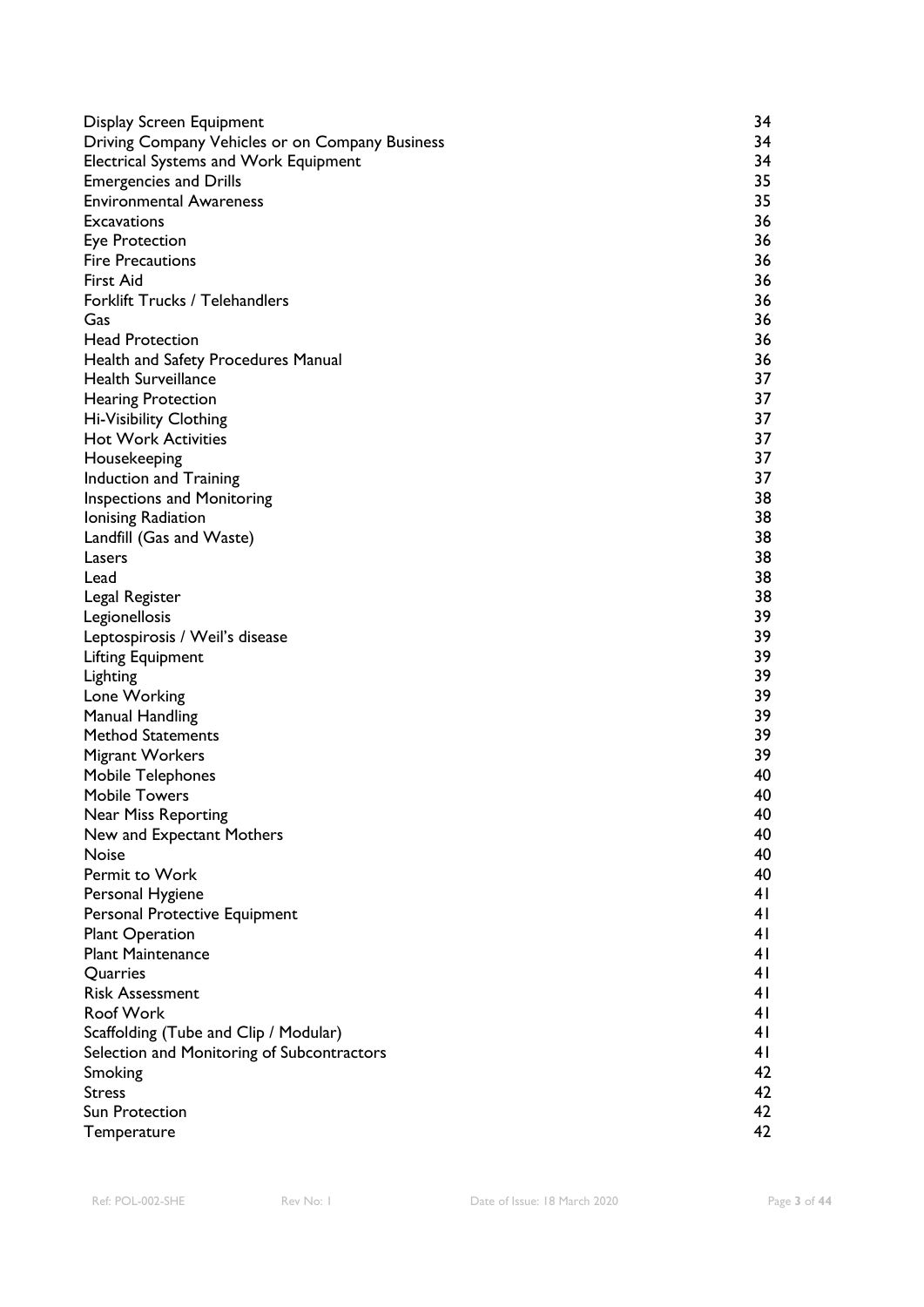| | |
|---|---|
| Display Screen Equipment | 34 |
| Driving Company Vehicles or on Company Business | 34 |
| Electrical Systems and Work Equipment | 34 |
| Emergencies and Drills | 35 |
| Environmental Awareness | 35 |
| Excavations | 36 |
| Eye Protection | 36 |
| Fire Precautions | 36 |
| First Aid | 36 |
| Forklift Trucks / Telehandlers | 36 |
| Gas | 36 |
| Head Protection | 36 |
| Health and Safety Procedures Manual | 36 |
| Health Surveillance | 37 |
| Hearing Protection | 37 |
| Hi-Visibility Clothing | 37 |
| Hot Work Activities | 37 |
| Housekeeping | 37 |
| Induction and Training | 37 |
| Inspections and Monitoring | 38 |
| Ionising Radiation | 38 |
| Landfill (Gas and Waste) | 38 |
| Lasers | 38 |
| Lead | 38 |
| Legal Register | 38 |
| Legionellosis | 39 |
| Leptospirosis / Weil's disease | 39 |
| Lifting Equipment | 39 |
| Lighting | 39 |
| Lone Working | 39 |
| Manual Handling | 39 |
| Method Statements | 39 |
| Migrant Workers | 39 |
| Mobile Telephones | 40 |
| Mobile Towers | 40 |
| Near Miss Reporting | 40 |
| New and Expectant Mothers | 40 |
| Noise | 40 |
| Permit to Work | 40 |
| Personal Hygiene | 41 |
| Personal Protective Equipment | 41 |
| Plant Operation | 41 |
| Plant Maintenance | 41 |
| Quarries | 41 |
| Risk Assessment | 41 |
| Roof Work | 41 |
| Scaffolding (Tube and Clip / Modular) | 41 |
| Selection and Monitoring of Subcontractors | 41 |
| Smoking | 42 |
| Stress | 42 |
| Sun Protection | 42 |
| Temperature | 42 |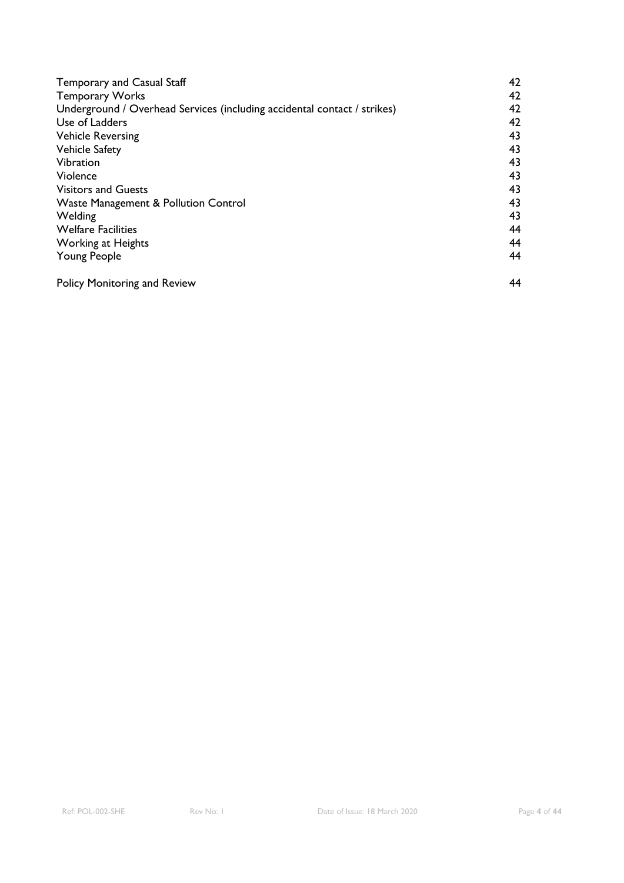| | |
|---|---|
| Temporary and Casual Staff | 42 |
| Temporary Works | 42 |
| Underground / Overhead Services (including accidental contact / strikes) | 42 |
| Use of Ladders | 42 |
| Vehicle Reversing | 43 |
| Vehicle Safety | 43 |
| Vibration | 43 |
| Violence | 43 |
| Visitors and Guests | 43 |
| Waste Management & Pollution Control | 43 |
| Welding | 43 |
| Welfare Facilities | 44 |
| Working at Heights | 44 |
| Young People | 44 |
| | |
| Policy Monitoring and Review | 44 |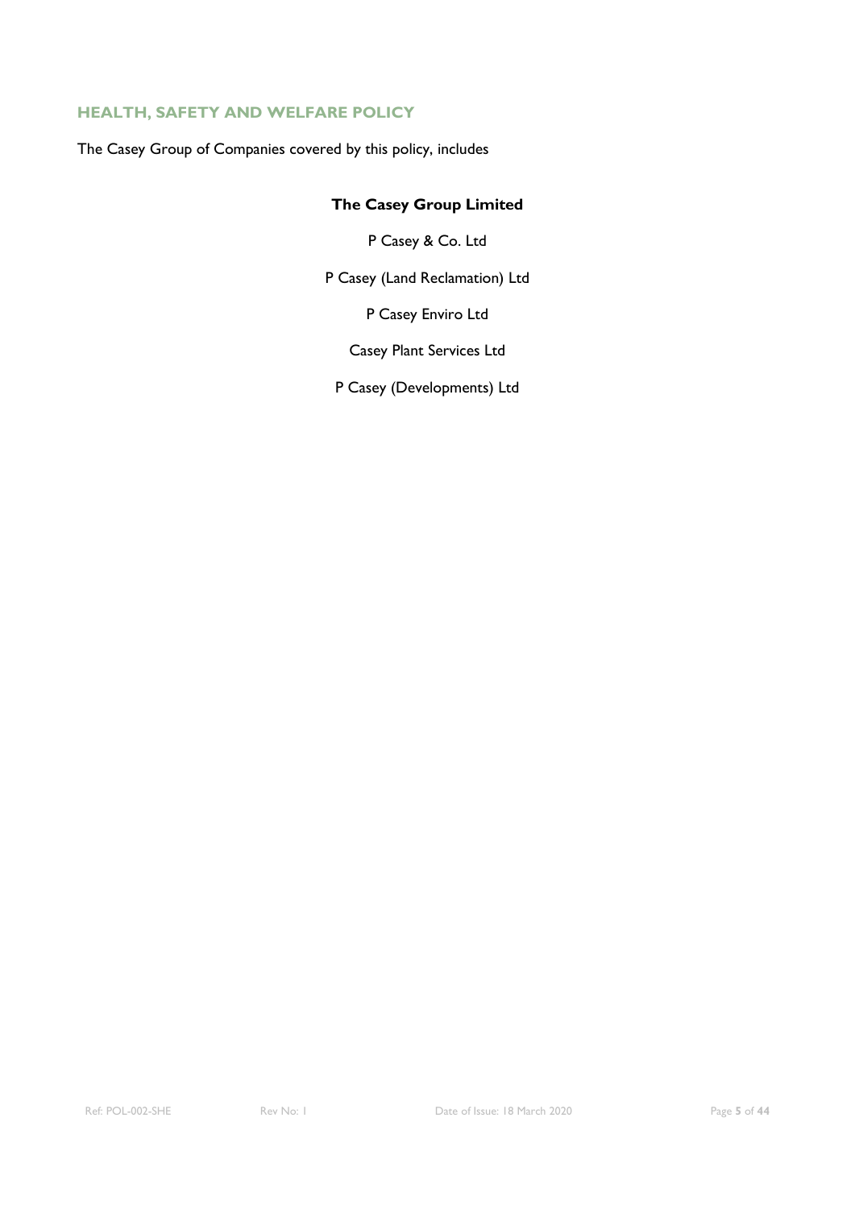## HEALTH, SAFETY AND WELFARE POLICY

The Casey Group of Companies covered by this policy, includes

**The Casey Group Limited**

P Casey & Co. Ltd

P Casey (Land Reclamation) Ltd

P Casey Enviro Ltd

Casey Plant Services Ltd

P Casey (Developments) Ltd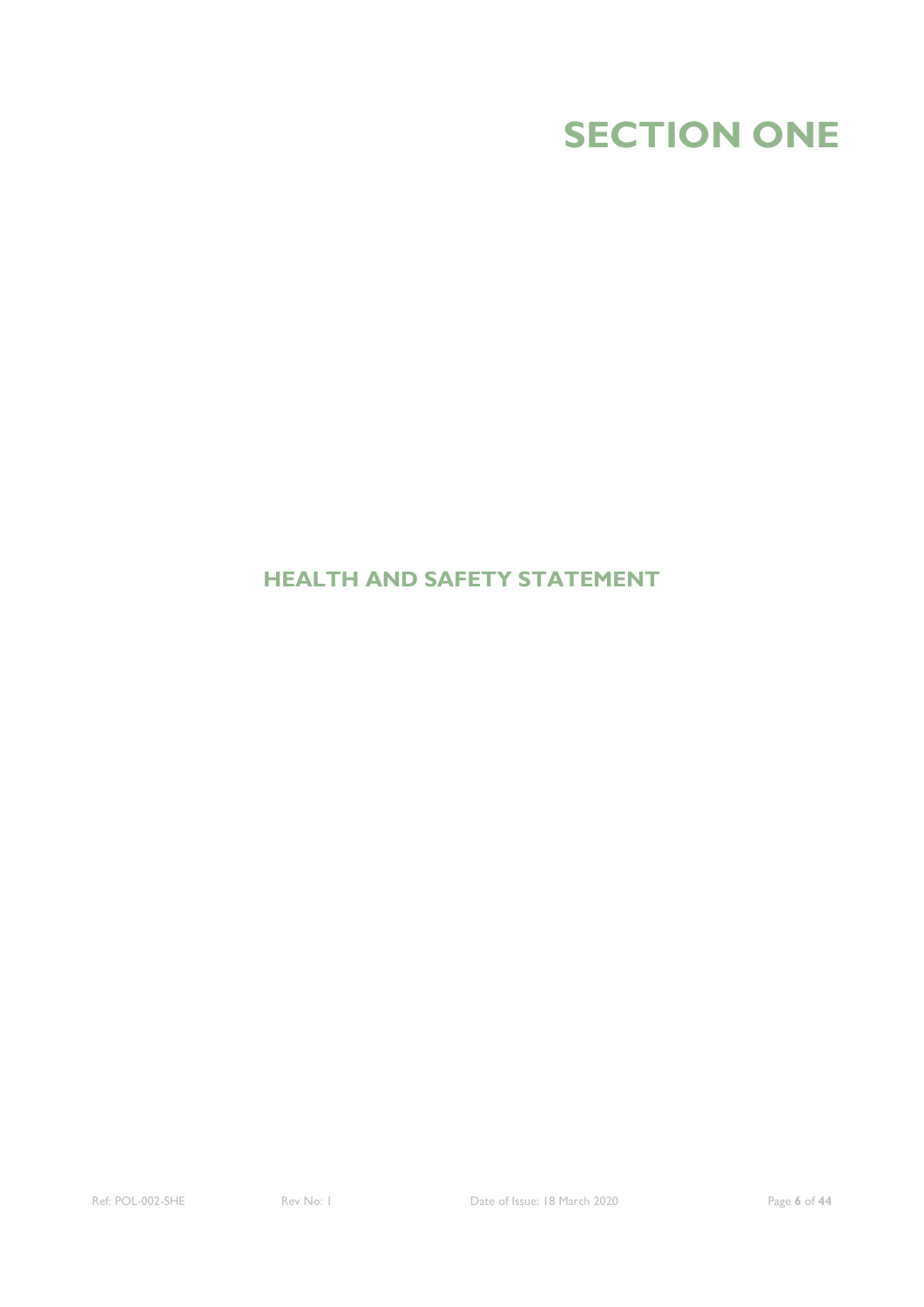# SECTION ONE

## HEALTH AND SAFETY STATEMENT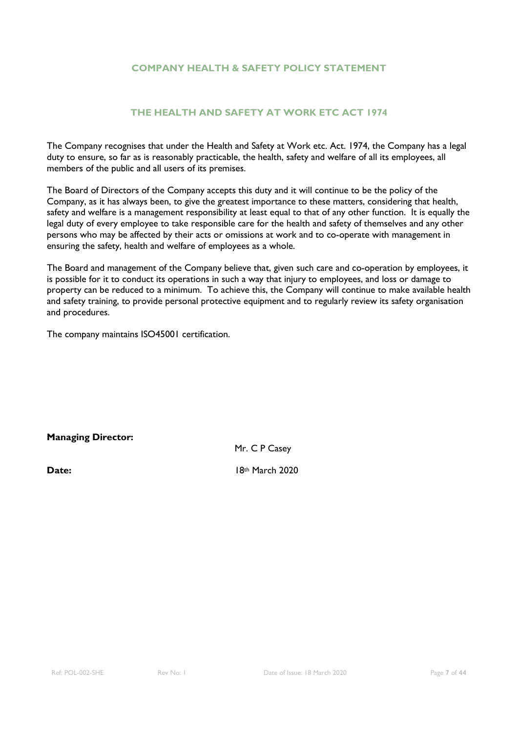## COMPANY HEALTH & SAFETY POLICY STATEMENT

## THE HEALTH AND SAFETY AT WORK ETC ACT 1974

The Company recognises that under the Health and Safety at Work etc. Act. 1974, the Company has a legal duty to ensure, so far as is reasonably practicable, the health, safety and welfare of all its employees, all members of the public and all users of its premises.

The Board of Directors of the Company accepts this duty and it will continue to be the policy of the Company, as it has always been, to give the greatest importance to these matters, considering that health, safety and welfare is a management responsibility at least equal to that of any other function. It is equally the legal duty of every employee to take responsible care for the health and safety of themselves and any other persons who may be affected by their acts or omissions at work and to co-operate with management in ensuring the safety, health and welfare of employees as a whole.

The Board and management of the Company believe that, given such care and co-operation by employees, it is possible for it to conduct its operations in such a way that injury to employees, and loss or damage to property can be reduced to a minimum. To achieve this, the Company will continue to make available health and safety training, to provide personal protective equipment and to regularly review its safety organisation and procedures.

The company maintains ISO45001 certification.

**Managing Director:** Mr. C P Casey

**Date:** 18th March 2020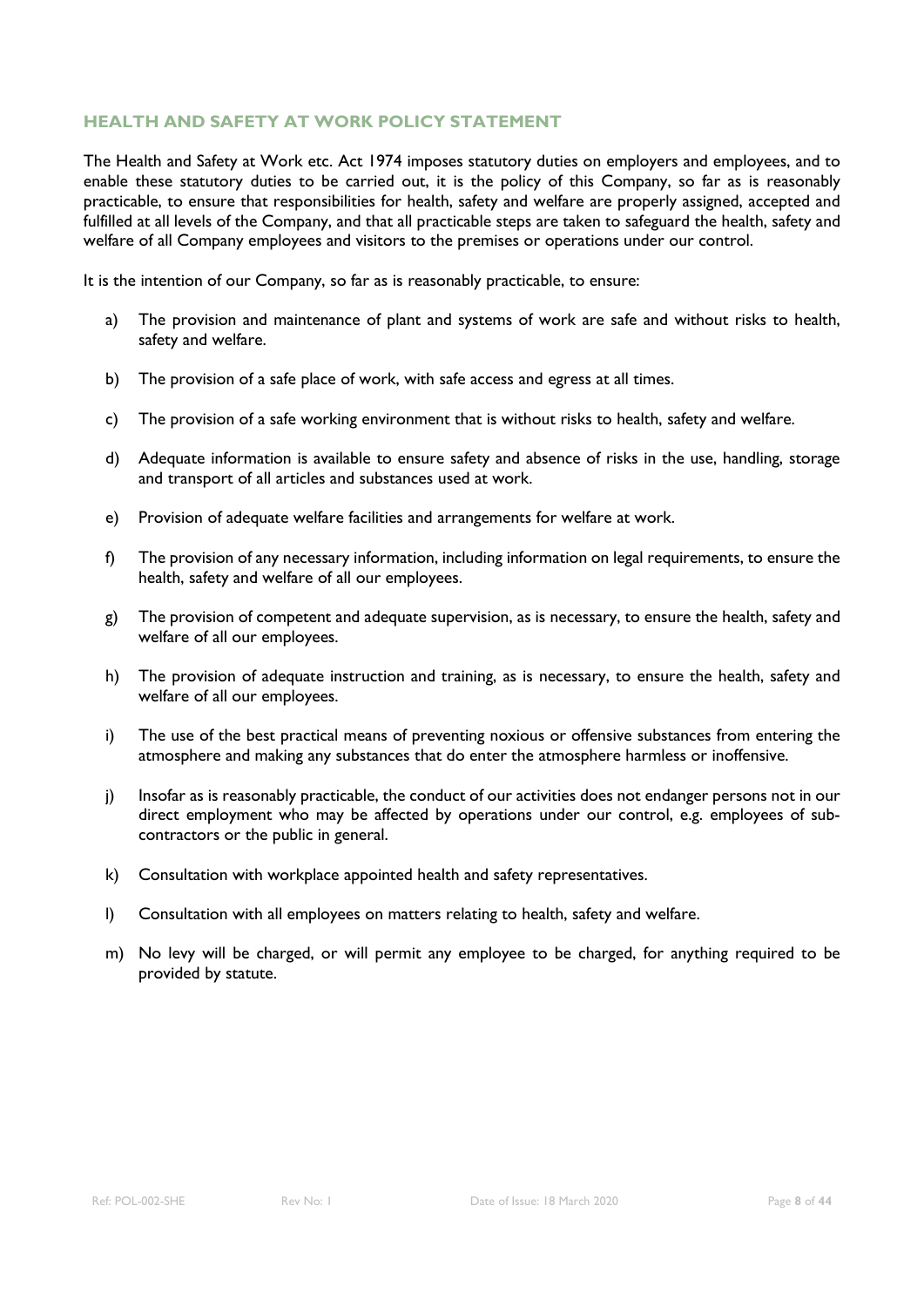## HEALTH AND SAFETY AT WORK POLICY STATEMENT

The Health and Safety at Work etc. Act 1974 imposes statutory duties on employers and employees, and to enable these statutory duties to be carried out, it is the policy of this Company, so far as is reasonably practicable, to ensure that responsibilities for health, safety and welfare are properly assigned, accepted and fulfilled at all levels of the Company, and that all practicable steps are taken to safeguard the health, safety and welfare of all Company employees and visitors to the premises or operations under our control.

It is the intention of our Company, so far as is reasonably practicable, to ensure:

a) The provision and maintenance of plant and systems of work are safe and without risks to health, safety and welfare.

b) The provision of a safe place of work, with safe access and egress at all times.

c) The provision of a safe working environment that is without risks to health, safety and welfare.

d) Adequate information is available to ensure safety and absence of risks in the use, handling, storage and transport of all articles and substances used at work.

e) Provision of adequate welfare facilities and arrangements for welfare at work.

f) The provision of any necessary information, including information on legal requirements, to ensure the health, safety and welfare of all our employees.

g) The provision of competent and adequate supervision, as is necessary, to ensure the health, safety and welfare of all our employees.

h) The provision of adequate instruction and training, as is necessary, to ensure the health, safety and welfare of all our employees.

i) The use of the best practical means of preventing noxious or offensive substances from entering the atmosphere and making any substances that do enter the atmosphere harmless or inoffensive.

j) Insofar as is reasonably practicable, the conduct of our activities does not endanger persons not in our direct employment who may be affected by operations under our control, e.g. employees of sub-contractors or the public in general.

k) Consultation with workplace appointed health and safety representatives.

l) Consultation with all employees on matters relating to health, safety and welfare.

m) No levy will be charged, or will permit any employee to be charged, for anything required to be provided by statute.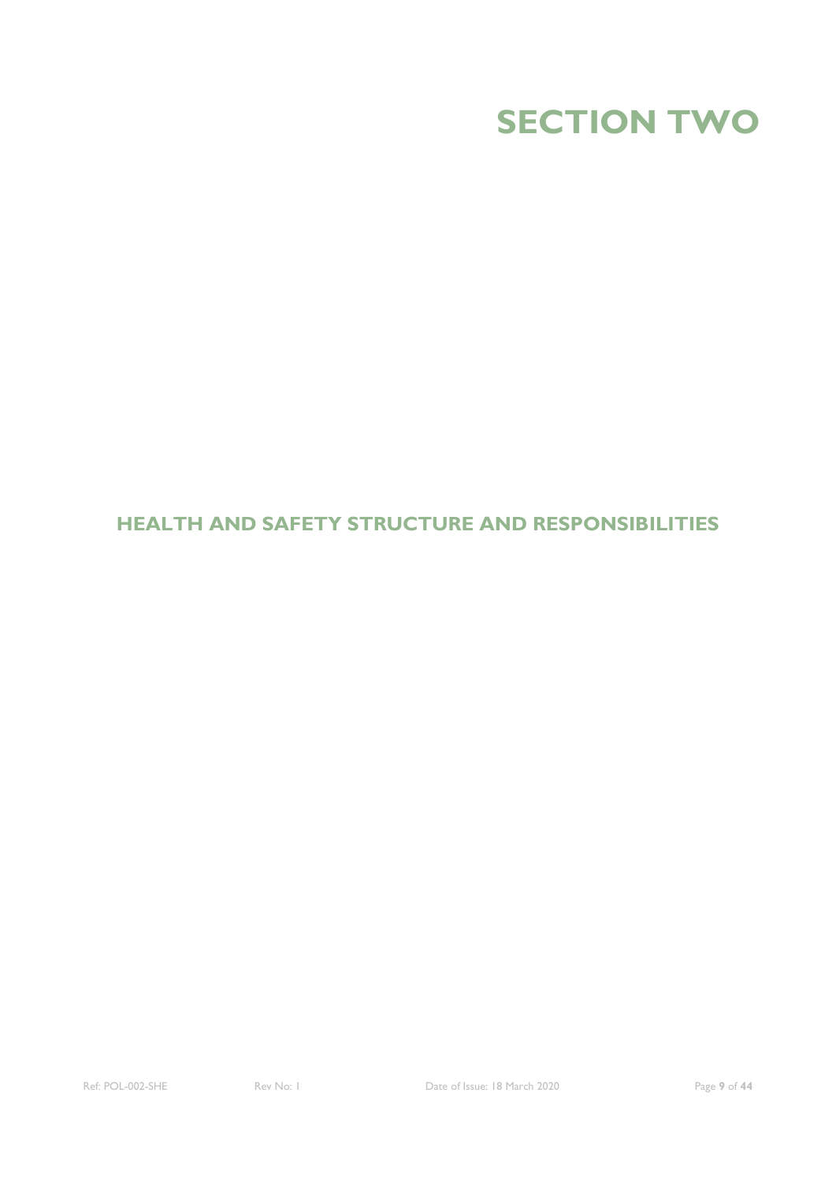# SECTION TWO

## HEALTH AND SAFETY STRUCTURE AND RESPONSIBILITIES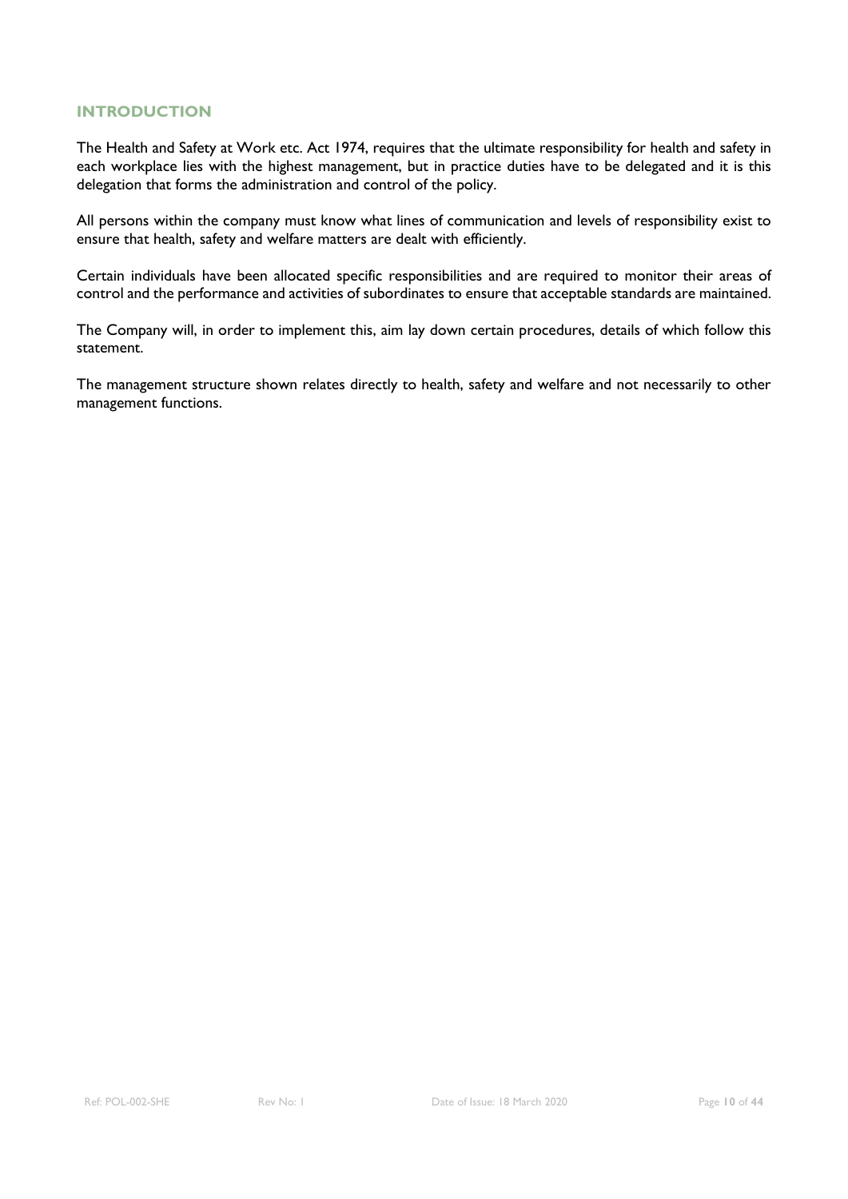## INTRODUCTION

The Health and Safety at Work etc. Act 1974, requires that the ultimate responsibility for health and safety in each workplace lies with the highest management, but in practice duties have to be delegated and it is this delegation that forms the administration and control of the policy.

All persons within the company must know what lines of communication and levels of responsibility exist to ensure that health, safety and welfare matters are dealt with efficiently.

Certain individuals have been allocated specific responsibilities and are required to monitor their areas of control and the performance and activities of subordinates to ensure that acceptable standards are maintained.

The Company will, in order to implement this, aim lay down certain procedures, details of which follow this statement.

The management structure shown relates directly to health, safety and welfare and not necessarily to other management functions.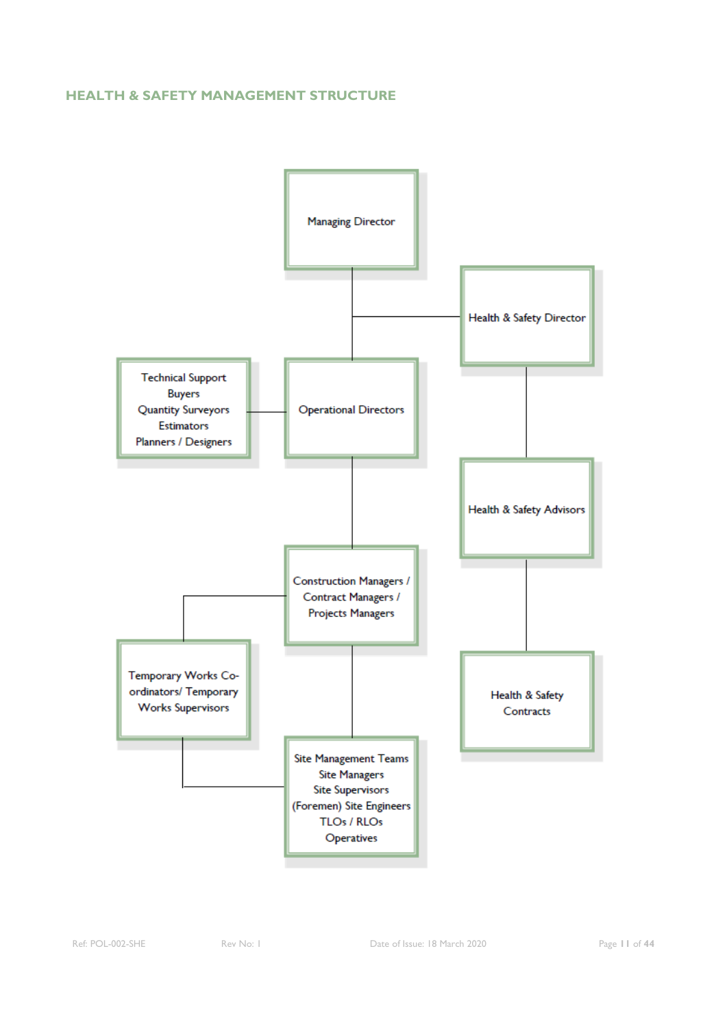## HEALTH & SAFETY MANAGEMENT STRUCTURE

Managing Director

Health & Safety Director

Technical Support
Buyers
Quantity Surveyors
Estimators
Planners / Designers

Operational Directors

Health & Safety Advisors

Construction Managers / Contract Managers / Projects Managers

Temporary Works Co-ordinators/ Temporary Works Supervisors

Health & Safety Contracts

Site Management Teams
Site Managers
Site Supervisors
(Foremen) Site Engineers
TLOs / RLOs
Operatives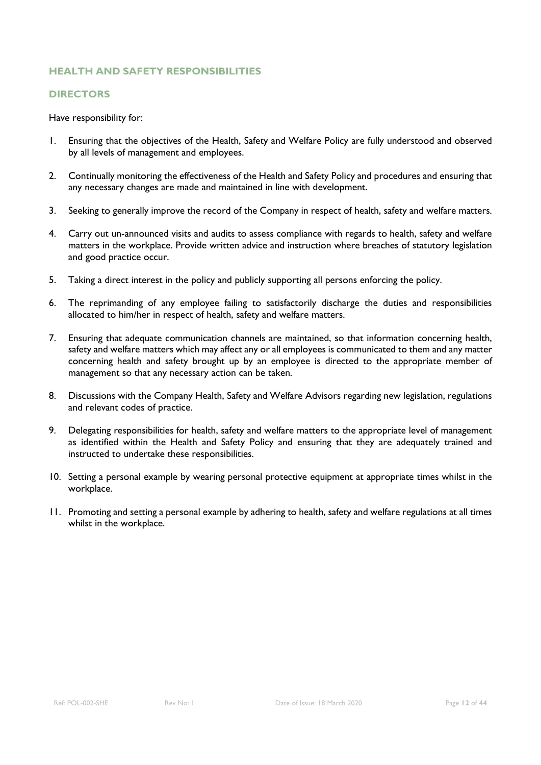## HEALTH AND SAFETY RESPONSIBILITIES

### DIRECTORS

Have responsibility for:

1. Ensuring that the objectives of the Health, Safety and Welfare Policy are fully understood and observed by all levels of management and employees.

2. Continually monitoring the effectiveness of the Health and Safety Policy and procedures and ensuring that any necessary changes are made and maintained in line with development.

3. Seeking to generally improve the record of the Company in respect of health, safety and welfare matters.

4. Carry out un-announced visits and audits to assess compliance with regards to health, safety and welfare matters in the workplace. Provide written advice and instruction where breaches of statutory legislation and good practice occur.

5. Taking a direct interest in the policy and publicly supporting all persons enforcing the policy.

6. The reprimanding of any employee failing to satisfactorily discharge the duties and responsibilities allocated to him/her in respect of health, safety and welfare matters.

7. Ensuring that adequate communication channels are maintained, so that information concerning health, safety and welfare matters which may affect any or all employees is communicated to them and any matter concerning health and safety brought up by an employee is directed to the appropriate member of management so that any necessary action can be taken.

8. Discussions with the Company Health, Safety and Welfare Advisors regarding new legislation, regulations and relevant codes of practice.

9. Delegating responsibilities for health, safety and welfare matters to the appropriate level of management as identified within the Health and Safety Policy and ensuring that they are adequately trained and instructed to undertake these responsibilities.

10. Setting a personal example by wearing personal protective equipment at appropriate times whilst in the workplace.

11. Promoting and setting a personal example by adhering to health, safety and welfare regulations at all times whilst in the workplace.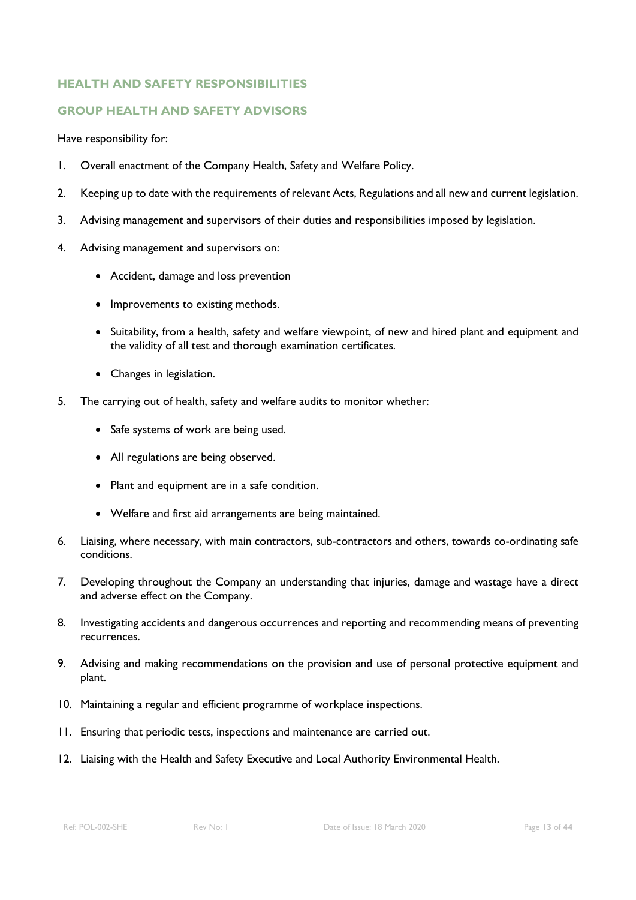## HEALTH AND SAFETY RESPONSIBILITIES

### GROUP HEALTH AND SAFETY ADVISORS

Have responsibility for:

1. Overall enactment of the Company Health, Safety and Welfare Policy.
2. Keeping up to date with the requirements of relevant Acts, Regulations and all new and current legislation.
3. Advising management and supervisors of their duties and responsibilities imposed by legislation.
4. Advising management and supervisors on:
    - Accident, damage and loss prevention
    - Improvements to existing methods.
    - Suitability, from a health, safety and welfare viewpoint, of new and hired plant and equipment and the validity of all test and thorough examination certificates.
    - Changes in legislation.
5. The carrying out of health, safety and welfare audits to monitor whether:
    - Safe systems of work are being used.
    - All regulations are being observed.
    - Plant and equipment are in a safe condition.
    - Welfare and first aid arrangements are being maintained.
6. Liaising, where necessary, with main contractors, sub-contractors and others, towards co-ordinating safe conditions.
7. Developing throughout the Company an understanding that injuries, damage and wastage have a direct and adverse effect on the Company.
8. Investigating accidents and dangerous occurrences and reporting and recommending means of preventing recurrences.
9. Advising and making recommendations on the provision and use of personal protective equipment and plant.
10. Maintaining a regular and efficient programme of workplace inspections.
11. Ensuring that periodic tests, inspections and maintenance are carried out.
12. Liaising with the Health and Safety Executive and Local Authority Environmental Health.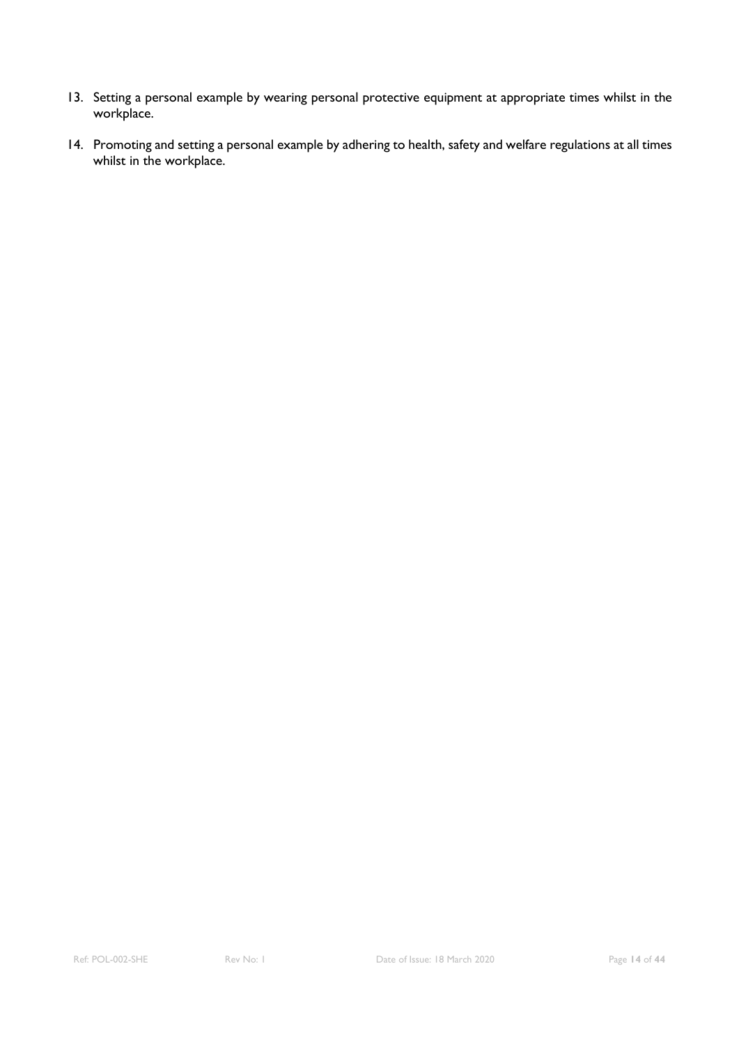13. Setting a personal example by wearing personal protective equipment at appropriate times whilst in the workplace.

14. Promoting and setting a personal example by adhering to health, safety and welfare regulations at all times whilst in the workplace.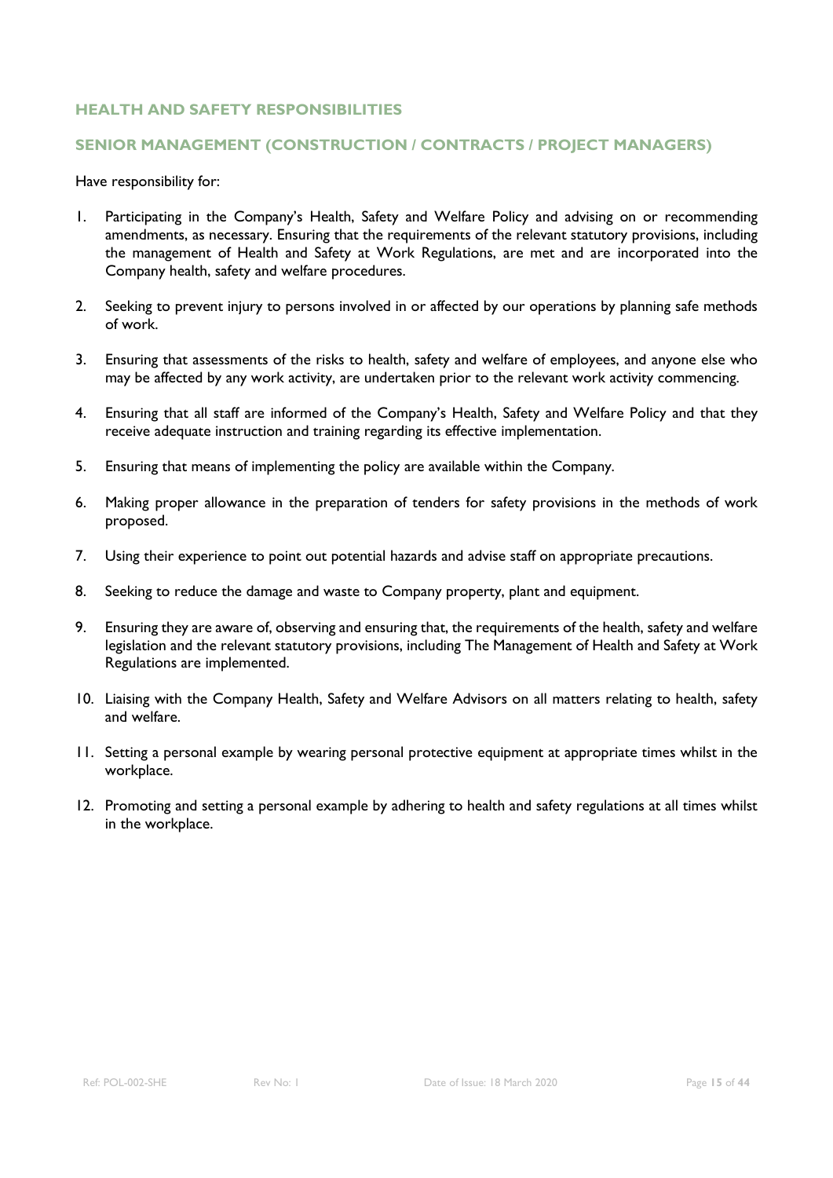## HEALTH AND SAFETY RESPONSIBILITIES

### SENIOR MANAGEMENT (CONSTRUCTION / CONTRACTS / PROJECT MANAGERS)

Have responsibility for:

1. Participating in the Company's Health, Safety and Welfare Policy and advising on or recommending amendments, as necessary. Ensuring that the requirements of the relevant statutory provisions, including the management of Health and Safety at Work Regulations, are met and are incorporated into the Company health, safety and welfare procedures.

2. Seeking to prevent injury to persons involved in or affected by our operations by planning safe methods of work.

3. Ensuring that assessments of the risks to health, safety and welfare of employees, and anyone else who may be affected by any work activity, are undertaken prior to the relevant work activity commencing.

4. Ensuring that all staff are informed of the Company's Health, Safety and Welfare Policy and that they receive adequate instruction and training regarding its effective implementation.

5. Ensuring that means of implementing the policy are available within the Company.

6. Making proper allowance in the preparation of tenders for safety provisions in the methods of work proposed.

7. Using their experience to point out potential hazards and advise staff on appropriate precautions.

8. Seeking to reduce the damage and waste to Company property, plant and equipment.

9. Ensuring they are aware of, observing and ensuring that, the requirements of the health, safety and welfare legislation and the relevant statutory provisions, including The Management of Health and Safety at Work Regulations are implemented.

10. Liaising with the Company Health, Safety and Welfare Advisors on all matters relating to health, safety and welfare.

11. Setting a personal example by wearing personal protective equipment at appropriate times whilst in the workplace.

12. Promoting and setting a personal example by adhering to health and safety regulations at all times whilst in the workplace.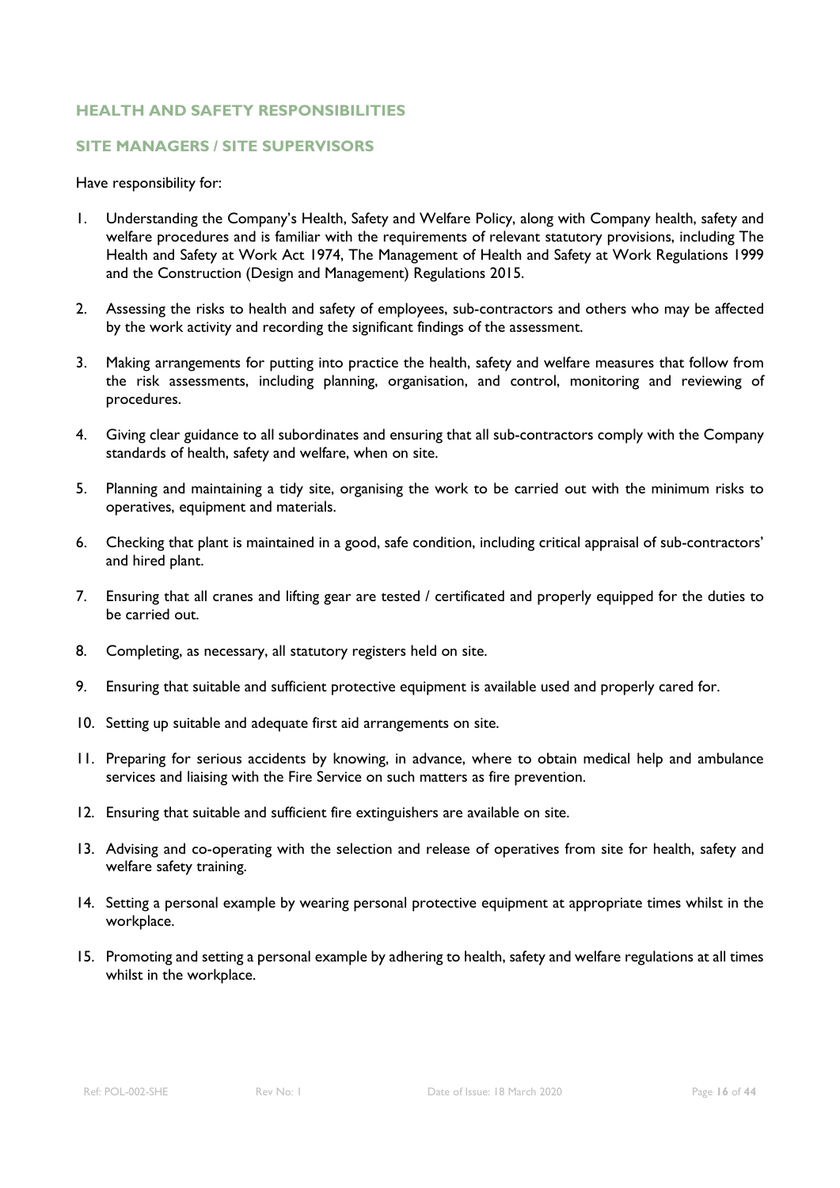## HEALTH AND SAFETY RESPONSIBILITIES

### SITE MANAGERS / SITE SUPERVISORS

Have responsibility for:

1. Understanding the Company's Health, Safety and Welfare Policy, along with Company health, safety and welfare procedures and is familiar with the requirements of relevant statutory provisions, including The Health and Safety at Work Act 1974, The Management of Health and Safety at Work Regulations 1999 and the Construction (Design and Management) Regulations 2015.

2. Assessing the risks to health and safety of employees, sub-contractors and others who may be affected by the work activity and recording the significant findings of the assessment.

3. Making arrangements for putting into practice the health, safety and welfare measures that follow from the risk assessments, including planning, organisation, and control, monitoring and reviewing of procedures.

4. Giving clear guidance to all subordinates and ensuring that all sub-contractors comply with the Company standards of health, safety and welfare, when on site.

5. Planning and maintaining a tidy site, organising the work to be carried out with the minimum risks to operatives, equipment and materials.

6. Checking that plant is maintained in a good, safe condition, including critical appraisal of sub-contractors' and hired plant.

7. Ensuring that all cranes and lifting gear are tested / certificated and properly equipped for the duties to be carried out.

8. Completing, as necessary, all statutory registers held on site.

9. Ensuring that suitable and sufficient protective equipment is available used and properly cared for.

10. Setting up suitable and adequate first aid arrangements on site.

11. Preparing for serious accidents by knowing, in advance, where to obtain medical help and ambulance services and liaising with the Fire Service on such matters as fire prevention.

12. Ensuring that suitable and sufficient fire extinguishers are available on site.

13. Advising and co-operating with the selection and release of operatives from site for health, safety and welfare safety training.

14. Setting a personal example by wearing personal protective equipment at appropriate times whilst in the workplace.

15. Promoting and setting a personal example by adhering to health, safety and welfare regulations at all times whilst in the workplace.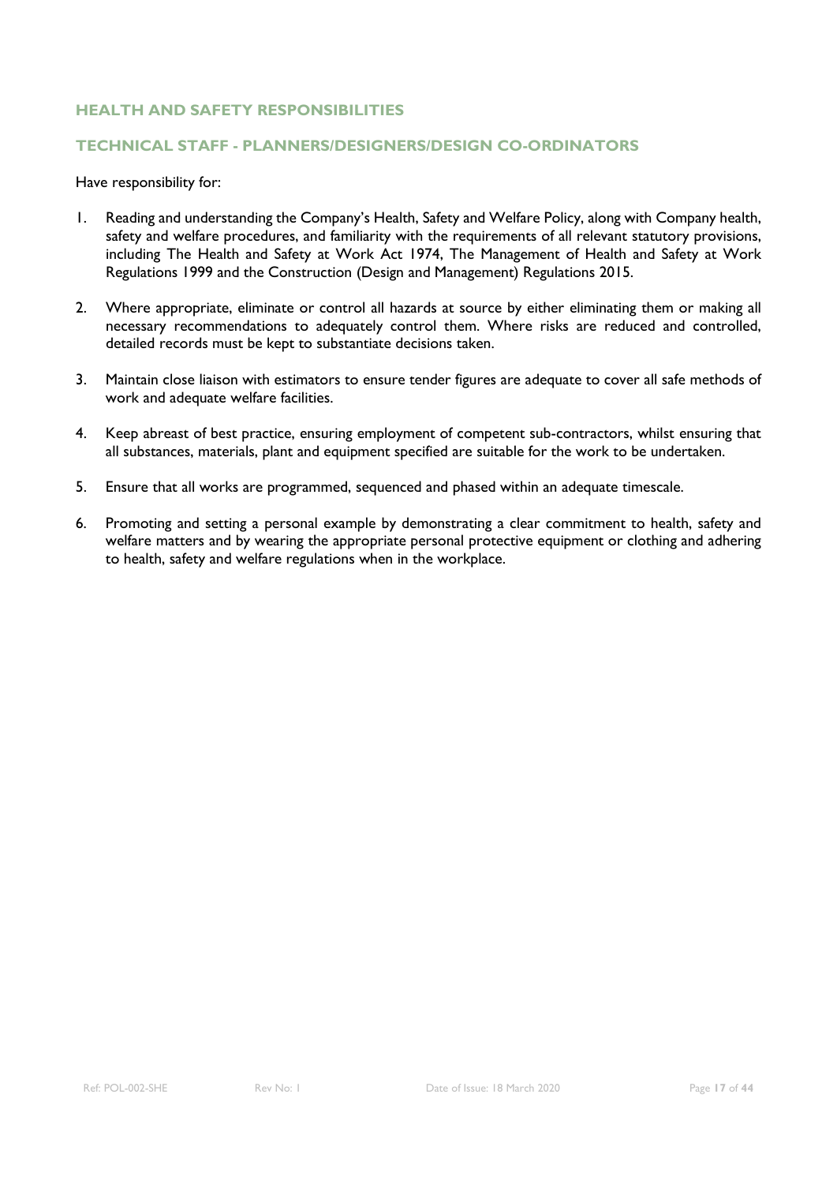## HEALTH AND SAFETY RESPONSIBILITIES

### TECHNICAL STAFF - PLANNERS/DESIGNERS/DESIGN CO-ORDINATORS

Have responsibility for:

1. Reading and understanding the Company's Health, Safety and Welfare Policy, along with Company health, safety and welfare procedures, and familiarity with the requirements of all relevant statutory provisions, including The Health and Safety at Work Act 1974, The Management of Health and Safety at Work Regulations 1999 and the Construction (Design and Management) Regulations 2015.

2. Where appropriate, eliminate or control all hazards at source by either eliminating them or making all necessary recommendations to adequately control them. Where risks are reduced and controlled, detailed records must be kept to substantiate decisions taken.

3. Maintain close liaison with estimators to ensure tender figures are adequate to cover all safe methods of work and adequate welfare facilities.

4. Keep abreast of best practice, ensuring employment of competent sub-contractors, whilst ensuring that all substances, materials, plant and equipment specified are suitable for the work to be undertaken.

5. Ensure that all works are programmed, sequenced and phased within an adequate timescale.

6. Promoting and setting a personal example by demonstrating a clear commitment to health, safety and welfare matters and by wearing the appropriate personal protective equipment or clothing and adhering to health, safety and welfare regulations when in the workplace.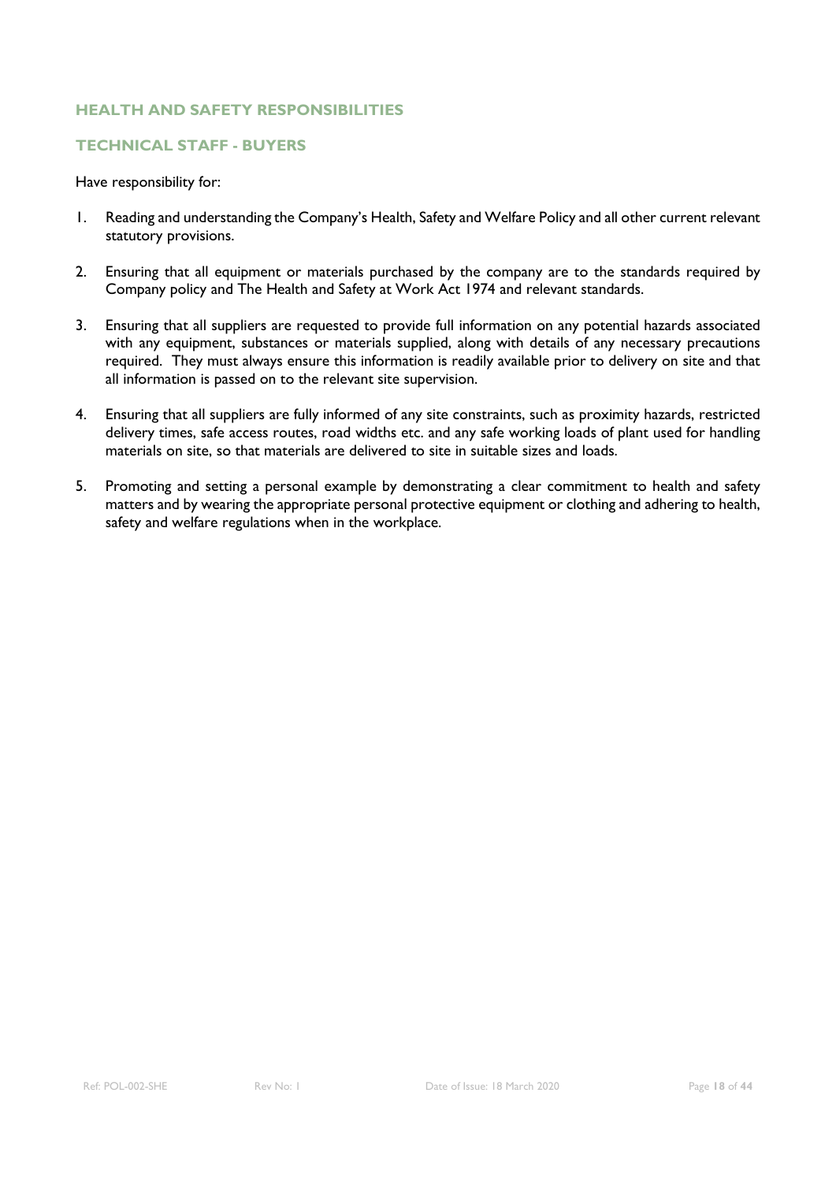## HEALTH AND SAFETY RESPONSIBILITIES

### TECHNICAL STAFF - BUYERS

Have responsibility for:

1. Reading and understanding the Company's Health, Safety and Welfare Policy and all other current relevant statutory provisions.

2. Ensuring that all equipment or materials purchased by the company are to the standards required by Company policy and The Health and Safety at Work Act 1974 and relevant standards.

3. Ensuring that all suppliers are requested to provide full information on any potential hazards associated with any equipment, substances or materials supplied, along with details of any necessary precautions required. They must always ensure this information is readily available prior to delivery on site and that all information is passed on to the relevant site supervision.

4. Ensuring that all suppliers are fully informed of any site constraints, such as proximity hazards, restricted delivery times, safe access routes, road widths etc. and any safe working loads of plant used for handling materials on site, so that materials are delivered to site in suitable sizes and loads.

5. Promoting and setting a personal example by demonstrating a clear commitment to health and safety matters and by wearing the appropriate personal protective equipment or clothing and adhering to health, safety and welfare regulations when in the workplace.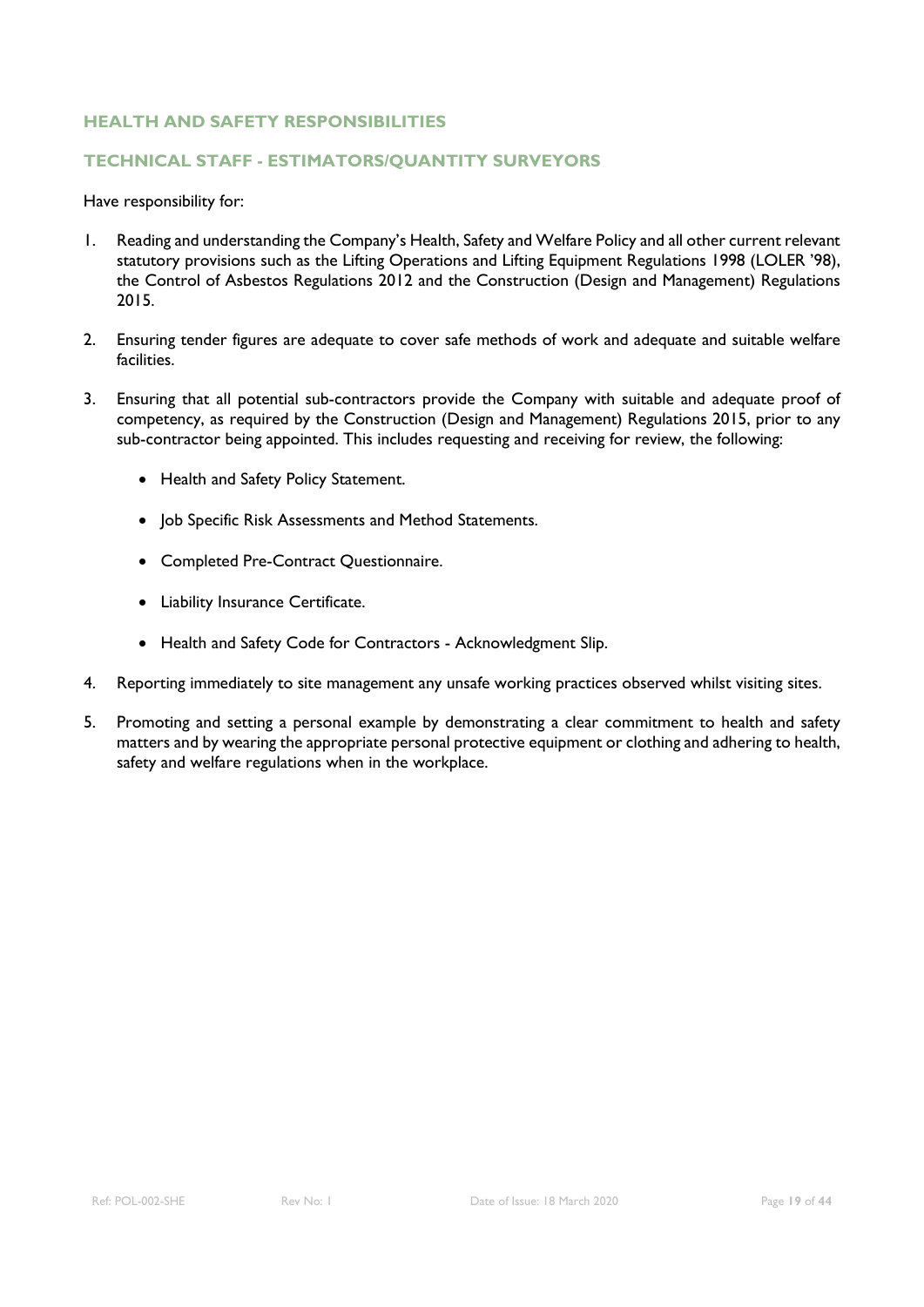## HEALTH AND SAFETY RESPONSIBILITIES

### TECHNICAL STAFF - ESTIMATORS/QUANTITY SURVEYORS

Have responsibility for:

1. Reading and understanding the Company's Health, Safety and Welfare Policy and all other current relevant statutory provisions such as the Lifting Operations and Lifting Equipment Regulations 1998 (LOLER '98), the Control of Asbestos Regulations 2012 and the Construction (Design and Management) Regulations 2015.

2. Ensuring tender figures are adequate to cover safe methods of work and adequate and suitable welfare facilities.

3. Ensuring that all potential sub-contractors provide the Company with suitable and adequate proof of competency, as required by the Construction (Design and Management) Regulations 2015, prior to any sub-contractor being appointed. This includes requesting and receiving for review, the following:

    - Health and Safety Policy Statement.
    - Job Specific Risk Assessments and Method Statements.
    - Completed Pre-Contract Questionnaire.
    - Liability Insurance Certificate.
    - Health and Safety Code for Contractors - Acknowledgment Slip.

4. Reporting immediately to site management any unsafe working practices observed whilst visiting sites.

5. Promoting and setting a personal example by demonstrating a clear commitment to health and safety matters and by wearing the appropriate personal protective equipment or clothing and adhering to health, safety and welfare regulations when in the workplace.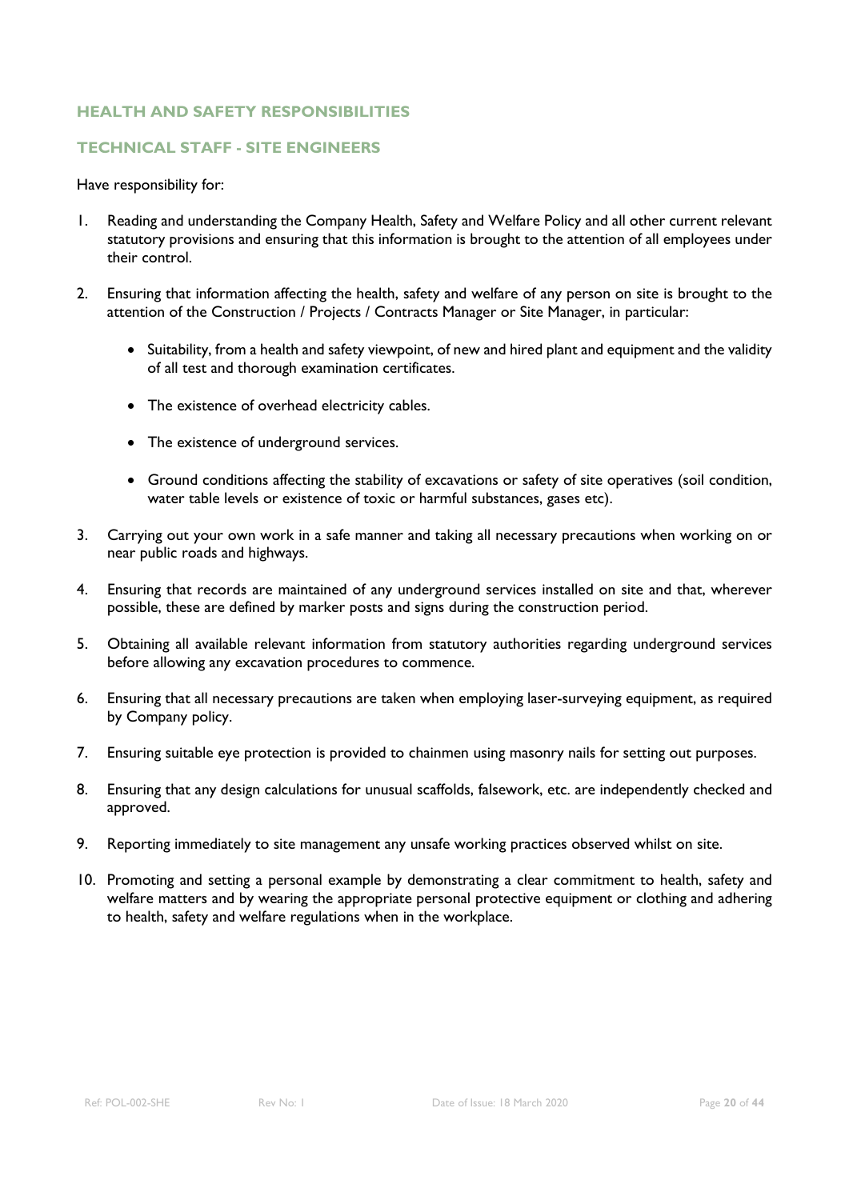## HEALTH AND SAFETY RESPONSIBILITIES

## TECHNICAL STAFF - SITE ENGINEERS

Have responsibility for:

1. Reading and understanding the Company Health, Safety and Welfare Policy and all other current relevant statutory provisions and ensuring that this information is brought to the attention of all employees under their control.

2. Ensuring that information affecting the health, safety and welfare of any person on site is brought to the attention of the Construction / Projects / Contracts Manager or Site Manager, in particular:

    - Suitability, from a health and safety viewpoint, of new and hired plant and equipment and the validity of all test and thorough examination certificates.

    - The existence of overhead electricity cables.

    - The existence of underground services.

    - Ground conditions affecting the stability of excavations or safety of site operatives (soil condition, water table levels or existence of toxic or harmful substances, gases etc).

3. Carrying out your own work in a safe manner and taking all necessary precautions when working on or near public roads and highways.

4. Ensuring that records are maintained of any underground services installed on site and that, wherever possible, these are defined by marker posts and signs during the construction period.

5. Obtaining all available relevant information from statutory authorities regarding underground services before allowing any excavation procedures to commence.

6. Ensuring that all necessary precautions are taken when employing laser-surveying equipment, as required by Company policy.

7. Ensuring suitable eye protection is provided to chainmen using masonry nails for setting out purposes.

8. Ensuring that any design calculations for unusual scaffolds, falsework, etc. are independently checked and approved.

9. Reporting immediately to site management any unsafe working practices observed whilst on site.

10. Promoting and setting a personal example by demonstrating a clear commitment to health, safety and welfare matters and by wearing the appropriate personal protective equipment or clothing and adhering to health, safety and welfare regulations when in the workplace.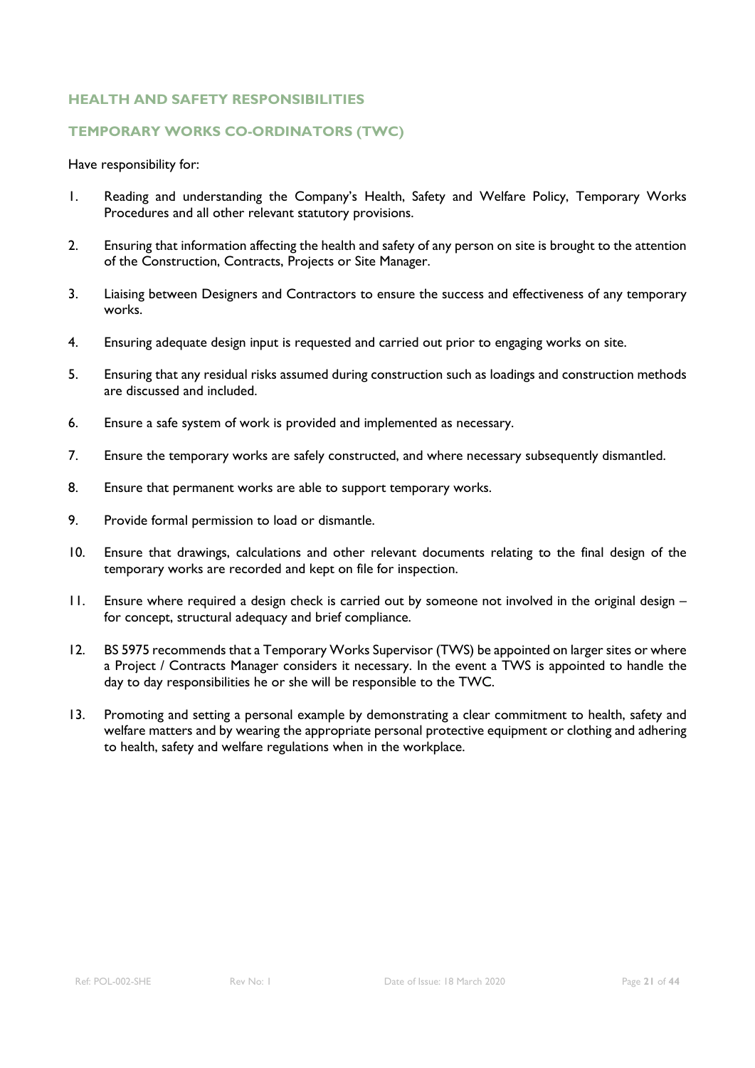## HEALTH AND SAFETY RESPONSIBILITIES

### TEMPORARY WORKS CO-ORDINATORS (TWC)

Have responsibility for:

1. Reading and understanding the Company's Health, Safety and Welfare Policy, Temporary Works Procedures and all other relevant statutory provisions.

2. Ensuring that information affecting the health and safety of any person on site is brought to the attention of the Construction, Contracts, Projects or Site Manager.

3. Liaising between Designers and Contractors to ensure the success and effectiveness of any temporary works.

4. Ensuring adequate design input is requested and carried out prior to engaging works on site.

5. Ensuring that any residual risks assumed during construction such as loadings and construction methods are discussed and included.

6. Ensure a safe system of work is provided and implemented as necessary.

7. Ensure the temporary works are safely constructed, and where necessary subsequently dismantled.

8. Ensure that permanent works are able to support temporary works.

9. Provide formal permission to load or dismantle.

10. Ensure that drawings, calculations and other relevant documents relating to the final design of the temporary works are recorded and kept on file for inspection.

11. Ensure where required a design check is carried out by someone not involved in the original design – for concept, structural adequacy and brief compliance.

12. BS 5975 recommends that a Temporary Works Supervisor (TWS) be appointed on larger sites or where a Project / Contracts Manager considers it necessary. In the event a TWS is appointed to handle the day to day responsibilities he or she will be responsible to the TWC.

13. Promoting and setting a personal example by demonstrating a clear commitment to health, safety and welfare matters and by wearing the appropriate personal protective equipment or clothing and adhering to health, safety and welfare regulations when in the workplace.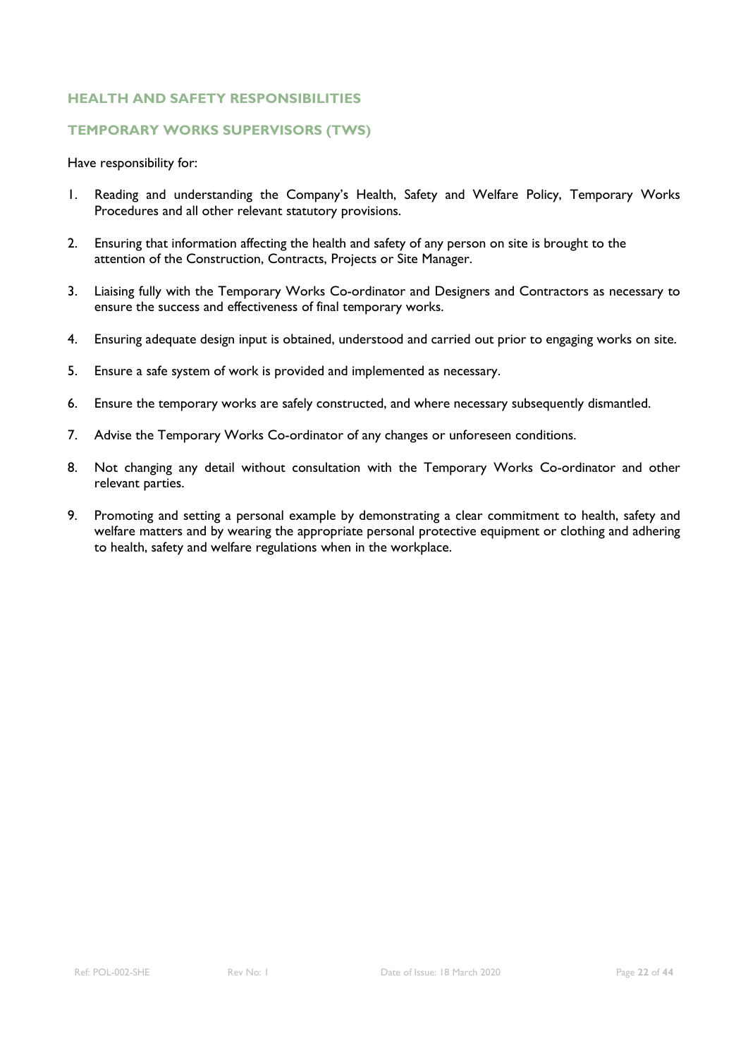## HEALTH AND SAFETY RESPONSIBILITIES

### TEMPORARY WORKS SUPERVISORS (TWS)

Have responsibility for:

1. Reading and understanding the Company's Health, Safety and Welfare Policy, Temporary Works Procedures and all other relevant statutory provisions.
2. Ensuring that information affecting the health and safety of any person on site is brought to the attention of the Construction, Contracts, Projects or Site Manager.
3. Liaising fully with the Temporary Works Co-ordinator and Designers and Contractors as necessary to ensure the success and effectiveness of final temporary works.
4. Ensuring adequate design input is obtained, understood and carried out prior to engaging works on site.
5. Ensure a safe system of work is provided and implemented as necessary.
6. Ensure the temporary works are safely constructed, and where necessary subsequently dismantled.
7. Advise the Temporary Works Co-ordinator of any changes or unforeseen conditions.
8. Not changing any detail without consultation with the Temporary Works Co-ordinator and other relevant parties.
9. Promoting and setting a personal example by demonstrating a clear commitment to health, safety and welfare matters and by wearing the appropriate personal protective equipment or clothing and adhering to health, safety and welfare regulations when in the workplace.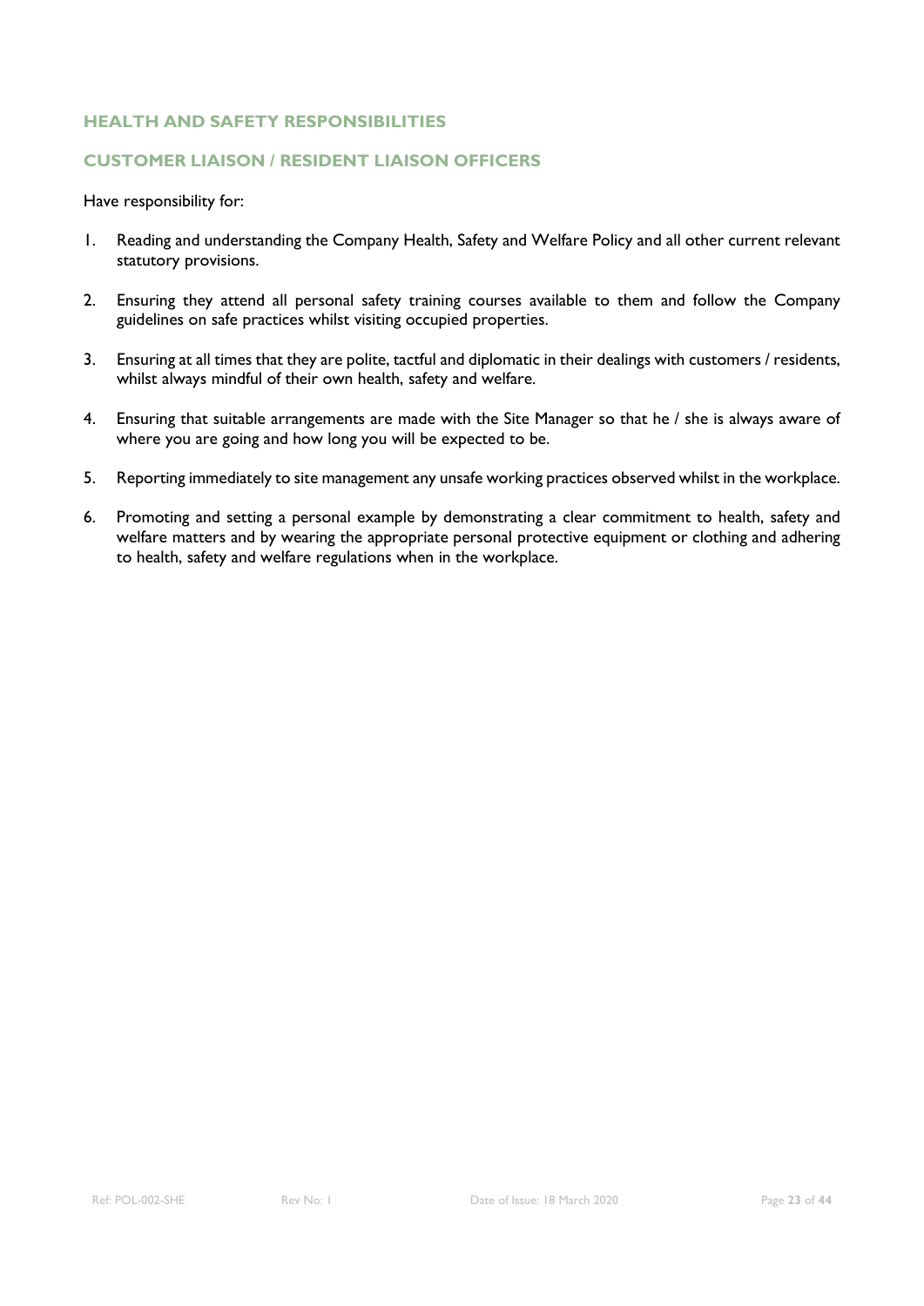## HEALTH AND SAFETY RESPONSIBILITIES

### CUSTOMER LIAISON / RESIDENT LIAISON OFFICERS

Have responsibility for:

1. Reading and understanding the Company Health, Safety and Welfare Policy and all other current relevant statutory provisions.

2. Ensuring they attend all personal safety training courses available to them and follow the Company guidelines on safe practices whilst visiting occupied properties.

3. Ensuring at all times that they are polite, tactful and diplomatic in their dealings with customers / residents, whilst always mindful of their own health, safety and welfare.

4. Ensuring that suitable arrangements are made with the Site Manager so that he / she is always aware of where you are going and how long you will be expected to be.

5. Reporting immediately to site management any unsafe working practices observed whilst in the workplace.

6. Promoting and setting a personal example by demonstrating a clear commitment to health, safety and welfare matters and by wearing the appropriate personal protective equipment or clothing and adhering to health, safety and welfare regulations when in the workplace.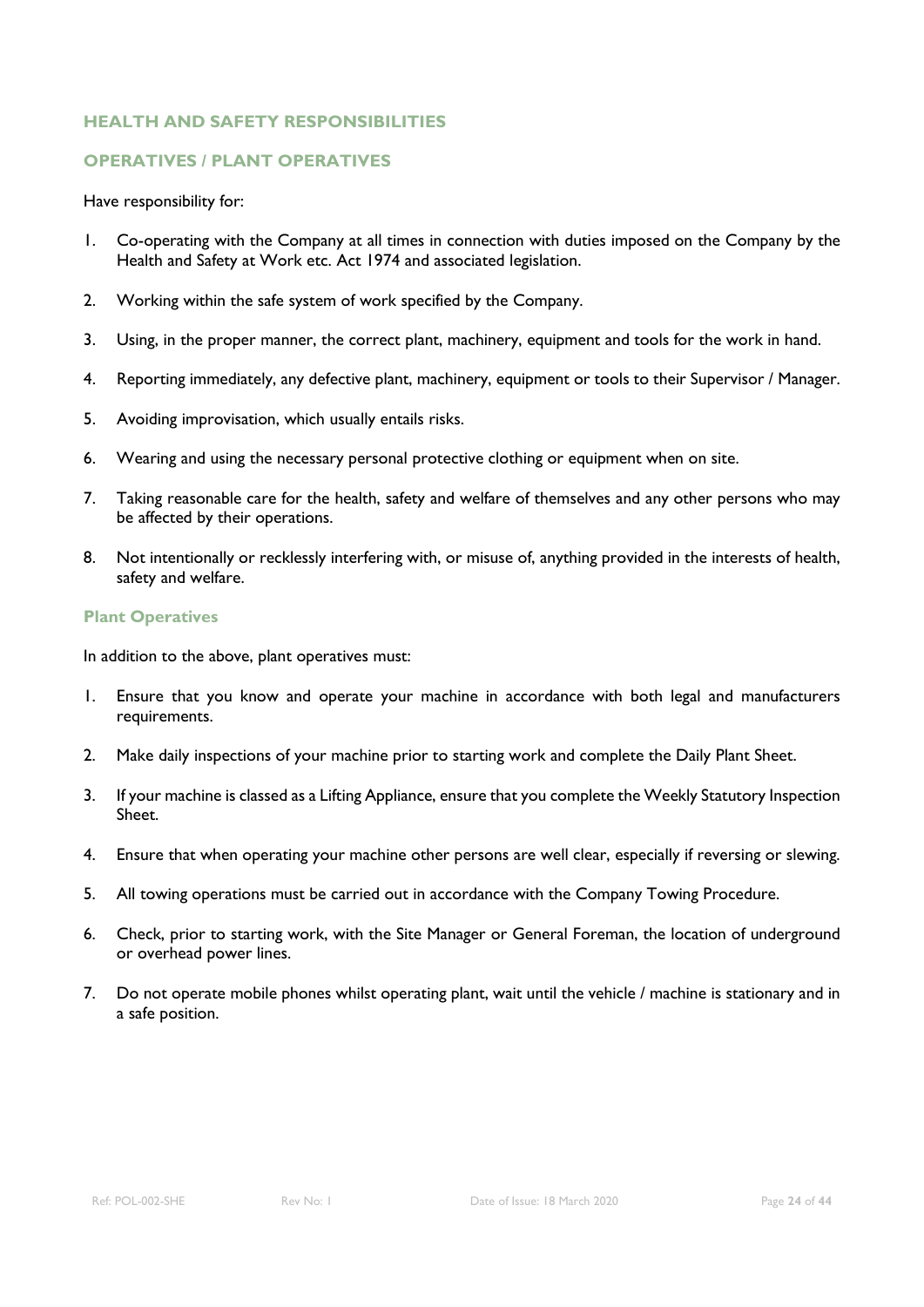## HEALTH AND SAFETY RESPONSIBILITIES

### OPERATIVES / PLANT OPERATIVES

Have responsibility for:

1. Co-operating with the Company at all times in connection with duties imposed on the Company by the Health and Safety at Work etc. Act 1974 and associated legislation.
2. Working within the safe system of work specified by the Company.
3. Using, in the proper manner, the correct plant, machinery, equipment and tools for the work in hand.
4. Reporting immediately, any defective plant, machinery, equipment or tools to their Supervisor / Manager.
5. Avoiding improvisation, which usually entails risks.
6. Wearing and using the necessary personal protective clothing or equipment when on site.
7. Taking reasonable care for the health, safety and welfare of themselves and any other persons who may be affected by their operations.
8. Not intentionally or recklessly interfering with, or misuse of, anything provided in the interests of health, safety and welfare.

#### Plant Operatives

In addition to the above, plant operatives must:

1. Ensure that you know and operate your machine in accordance with both legal and manufacturers requirements.
2. Make daily inspections of your machine prior to starting work and complete the Daily Plant Sheet.
3. If your machine is classed as a Lifting Appliance, ensure that you complete the Weekly Statutory Inspection Sheet.
4. Ensure that when operating your machine other persons are well clear, especially if reversing or slewing.
5. All towing operations must be carried out in accordance with the Company Towing Procedure.
6. Check, prior to starting work, with the Site Manager or General Foreman, the location of underground or overhead power lines.
7. Do not operate mobile phones whilst operating plant, wait until the vehicle / machine is stationary and in a safe position.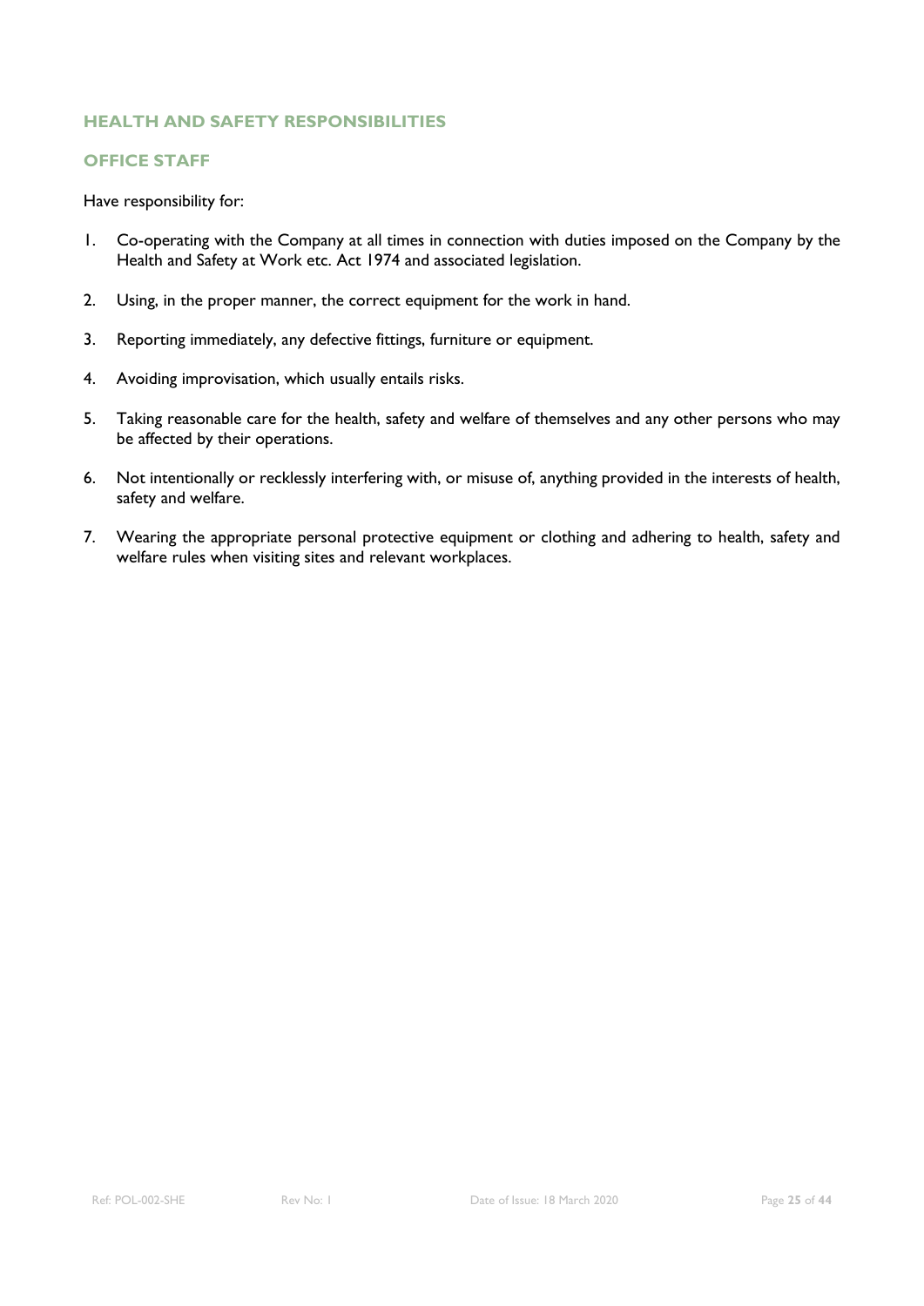## HEALTH AND SAFETY RESPONSIBILITIES

### OFFICE STAFF

Have responsibility for:

1. Co-operating with the Company at all times in connection with duties imposed on the Company by the Health and Safety at Work etc. Act 1974 and associated legislation.
2. Using, in the proper manner, the correct equipment for the work in hand.
3. Reporting immediately, any defective fittings, furniture or equipment.
4. Avoiding improvisation, which usually entails risks.
5. Taking reasonable care for the health, safety and welfare of themselves and any other persons who may be affected by their operations.
6. Not intentionally or recklessly interfering with, or misuse of, anything provided in the interests of health, safety and welfare.
7. Wearing the appropriate personal protective equipment or clothing and adhering to health, safety and welfare rules when visiting sites and relevant workplaces.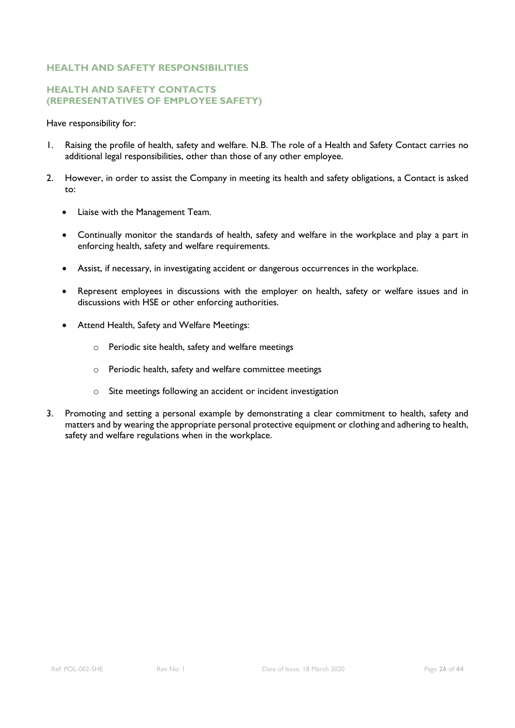## HEALTH AND SAFETY RESPONSIBILITIES

### HEALTH AND SAFETY CONTACTS (REPRESENTATIVES OF EMPLOYEE SAFETY)

Have responsibility for:

1. Raising the profile of health, safety and welfare. N.B. The role of a Health and Safety Contact carries no additional legal responsibilities, other than those of any other employee.

2. However, in order to assist the Company in meeting its health and safety obligations, a Contact is asked to:

   - Liaise with the Management Team.

   - Continually monitor the standards of health, safety and welfare in the workplace and play a part in enforcing health, safety and welfare requirements.

   - Assist, if necessary, in investigating accident or dangerous occurrences in the workplace.

   - Represent employees in discussions with the employer on health, safety or welfare issues and in discussions with HSE or other enforcing authorities.

   - Attend Health, Safety and Welfare Meetings:

     - Periodic site health, safety and welfare meetings

     - Periodic health, safety and welfare committee meetings

     - Site meetings following an accident or incident investigation

3. Promoting and setting a personal example by demonstrating a clear commitment to health, safety and matters and by wearing the appropriate personal protective equipment or clothing and adhering to health, safety and welfare regulations when in the workplace.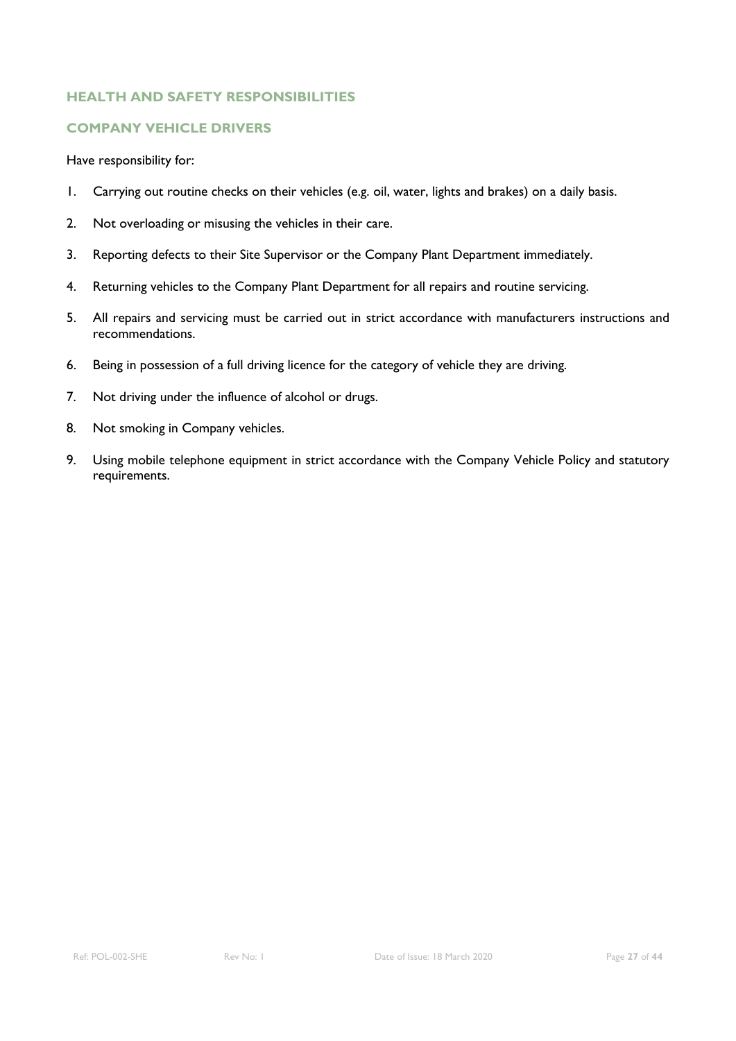## HEALTH AND SAFETY RESPONSIBILITIES

### COMPANY VEHICLE DRIVERS

Have responsibility for:

1. Carrying out routine checks on their vehicles (e.g. oil, water, lights and brakes) on a daily basis.
2. Not overloading or misusing the vehicles in their care.
3. Reporting defects to their Site Supervisor or the Company Plant Department immediately.
4. Returning vehicles to the Company Plant Department for all repairs and routine servicing.
5. All repairs and servicing must be carried out in strict accordance with manufacturers instructions and recommendations.
6. Being in possession of a full driving licence for the category of vehicle they are driving.
7. Not driving under the influence of alcohol or drugs.
8. Not smoking in Company vehicles.
9. Using mobile telephone equipment in strict accordance with the Company Vehicle Policy and statutory requirements.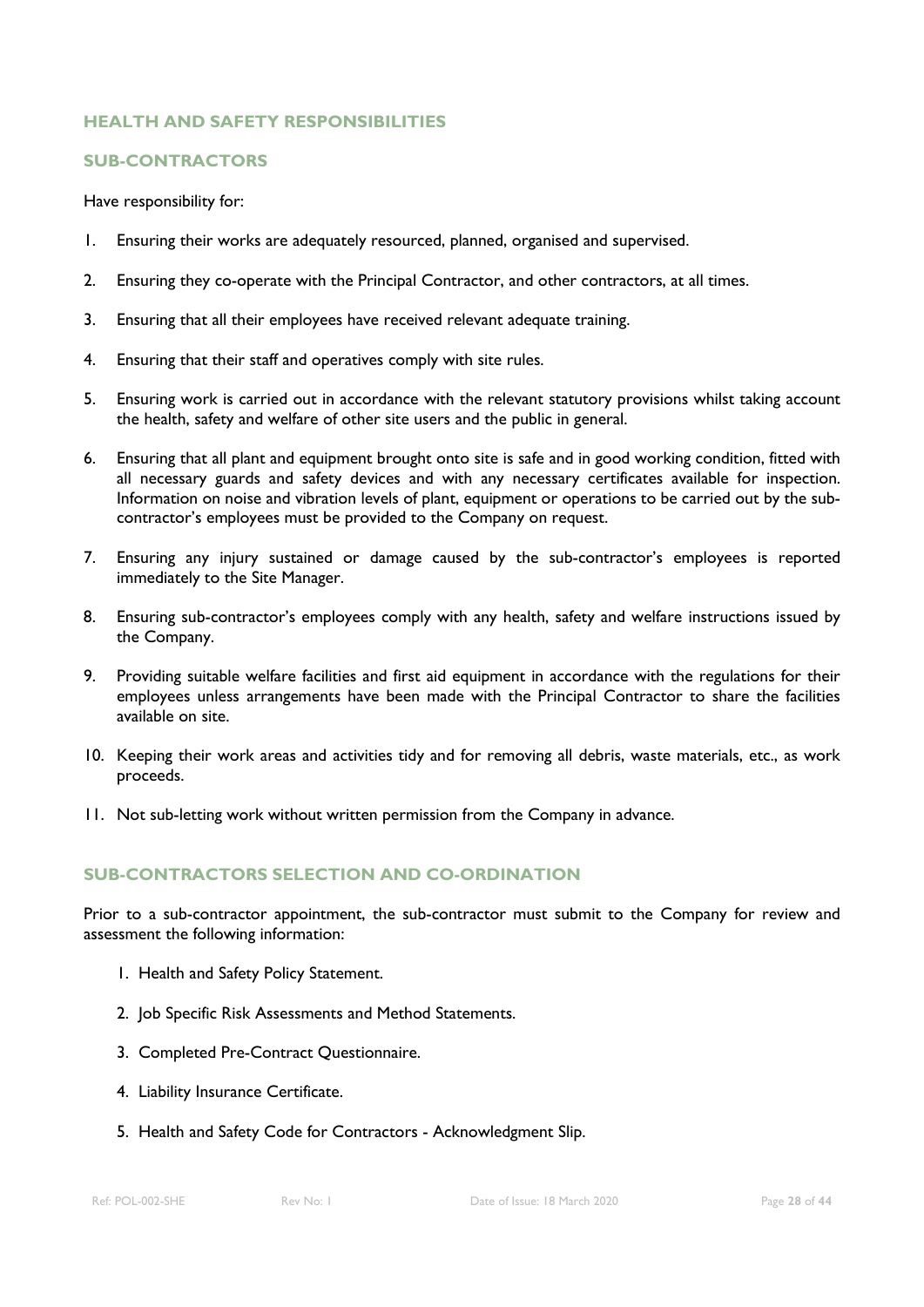## HEALTH AND SAFETY RESPONSIBILITIES

### SUB-CONTRACTORS

Have responsibility for:

1. Ensuring their works are adequately resourced, planned, organised and supervised.
2. Ensuring they co-operate with the Principal Contractor, and other contractors, at all times.
3. Ensuring that all their employees have received relevant adequate training.
4. Ensuring that their staff and operatives comply with site rules.
5. Ensuring work is carried out in accordance with the relevant statutory provisions whilst taking account the health, safety and welfare of other site users and the public in general.
6. Ensuring that all plant and equipment brought onto site is safe and in good working condition, fitted with all necessary guards and safety devices and with any necessary certificates available for inspection. Information on noise and vibration levels of plant, equipment or operations to be carried out by the sub-contractor's employees must be provided to the Company on request.
7. Ensuring any injury sustained or damage caused by the sub-contractor's employees is reported immediately to the Site Manager.
8. Ensuring sub-contractor's employees comply with any health, safety and welfare instructions issued by the Company.
9. Providing suitable welfare facilities and first aid equipment in accordance with the regulations for their employees unless arrangements have been made with the Principal Contractor to share the facilities available on site.
10. Keeping their work areas and activities tidy and for removing all debris, waste materials, etc., as work proceeds.
11. Not sub-letting work without written permission from the Company in advance.

### SUB-CONTRACTORS SELECTION AND CO-ORDINATION

Prior to a sub-contractor appointment, the sub-contractor must submit to the Company for review and assessment the following information:

1. Health and Safety Policy Statement.
2. Job Specific Risk Assessments and Method Statements.
3. Completed Pre-Contract Questionnaire.
4. Liability Insurance Certificate.
5. Health and Safety Code for Contractors - Acknowledgment Slip.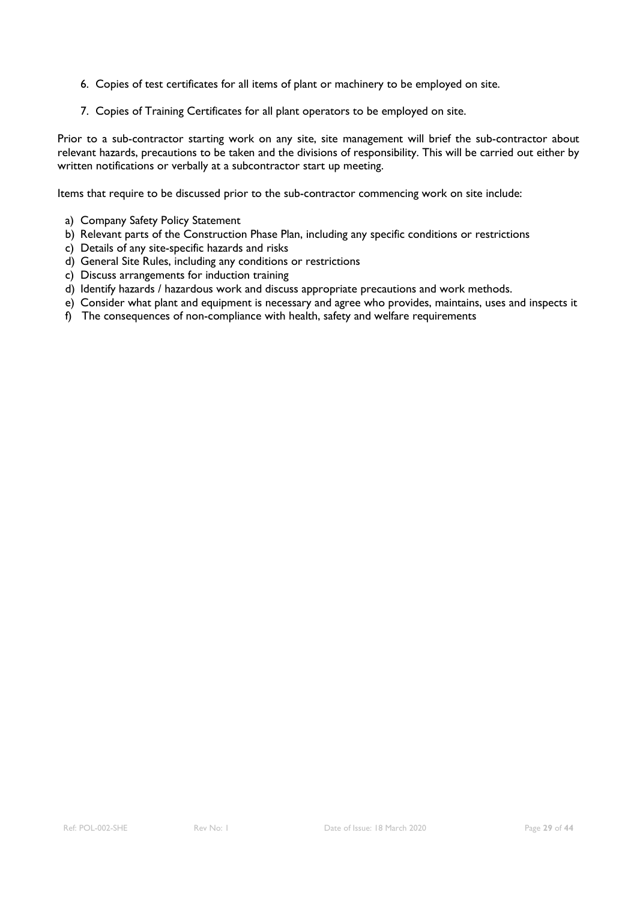6. Copies of test certificates for all items of plant or machinery to be employed on site.

7. Copies of Training Certificates for all plant operators to be employed on site.

Prior to a sub-contractor starting work on any site, site management will brief the sub-contractor about relevant hazards, precautions to be taken and the divisions of responsibility. This will be carried out either by written notifications or verbally at a subcontractor start up meeting.

Items that require to be discussed prior to the sub-contractor commencing work on site include:

a) Company Safety Policy Statement
b) Relevant parts of the Construction Phase Plan, including any specific conditions or restrictions
c) Details of any site-specific hazards and risks
d) General Site Rules, including any conditions or restrictions
c) Discuss arrangements for induction training
d) Identify hazards / hazardous work and discuss appropriate precautions and work methods.
e) Consider what plant and equipment is necessary and agree who provides, maintains, uses and inspects it
f) The consequences of non-compliance with health, safety and welfare requirements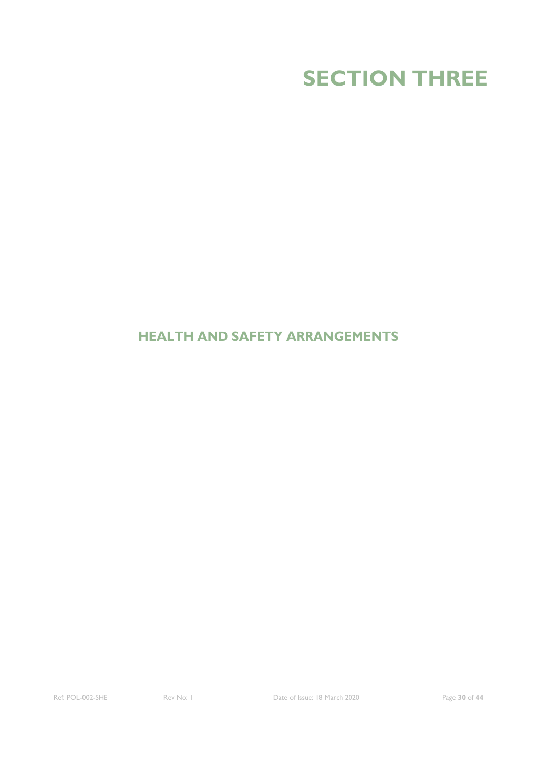# SECTION THREE

## HEALTH AND SAFETY ARRANGEMENTS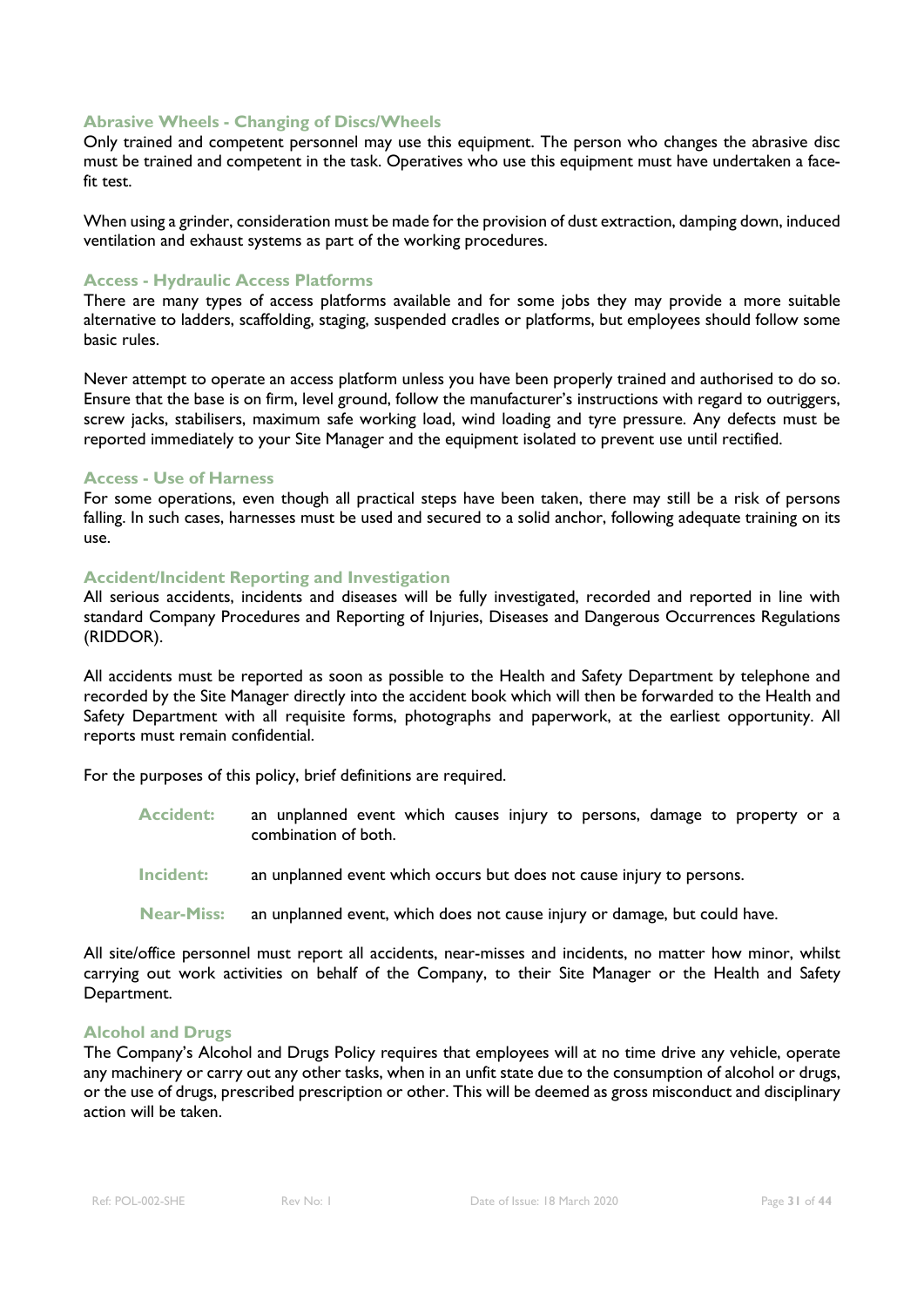### Abrasive Wheels - Changing of Discs/Wheels

Only trained and competent personnel may use this equipment. The person who changes the abrasive disc must be trained and competent in the task. Operatives who use this equipment must have undertaken a face-fit test.

When using a grinder, consideration must be made for the provision of dust extraction, damping down, induced ventilation and exhaust systems as part of the working procedures.

### Access - Hydraulic Access Platforms

There are many types of access platforms available and for some jobs they may provide a more suitable alternative to ladders, scaffolding, staging, suspended cradles or platforms, but employees should follow some basic rules.

Never attempt to operate an access platform unless you have been properly trained and authorised to do so. Ensure that the base is on firm, level ground, follow the manufacturer's instructions with regard to outriggers, screw jacks, stabilisers, maximum safe working load, wind loading and tyre pressure. Any defects must be reported immediately to your Site Manager and the equipment isolated to prevent use until rectified.

### Access - Use of Harness

For some operations, even though all practical steps have been taken, there may still be a risk of persons falling. In such cases, harnesses must be used and secured to a solid anchor, following adequate training on its use.

### Accident/Incident Reporting and Investigation

All serious accidents, incidents and diseases will be fully investigated, recorded and reported in line with standard Company Procedures and Reporting of Injuries, Diseases and Dangerous Occurrences Regulations (RIDDOR).

All accidents must be reported as soon as possible to the Health and Safety Department by telephone and recorded by the Site Manager directly into the accident book which will then be forwarded to the Health and Safety Department with all requisite forms, photographs and paperwork, at the earliest opportunity. All reports must remain confidential.

For the purposes of this policy, brief definitions are required.

**Accident:** an unplanned event which causes injury to persons, damage to property or a combination of both.

**Incident:** an unplanned event which occurs but does not cause injury to persons.

**Near-Miss:** an unplanned event, which does not cause injury or damage, but could have.

All site/office personnel must report all accidents, near-misses and incidents, no matter how minor, whilst carrying out work activities on behalf of the Company, to their Site Manager or the Health and Safety Department.

### Alcohol and Drugs

The Company's Alcohol and Drugs Policy requires that employees will at no time drive any vehicle, operate any machinery or carry out any other tasks, when in an unfit state due to the consumption of alcohol or drugs, or the use of drugs, prescribed prescription or other. This will be deemed as gross misconduct and disciplinary action will be taken.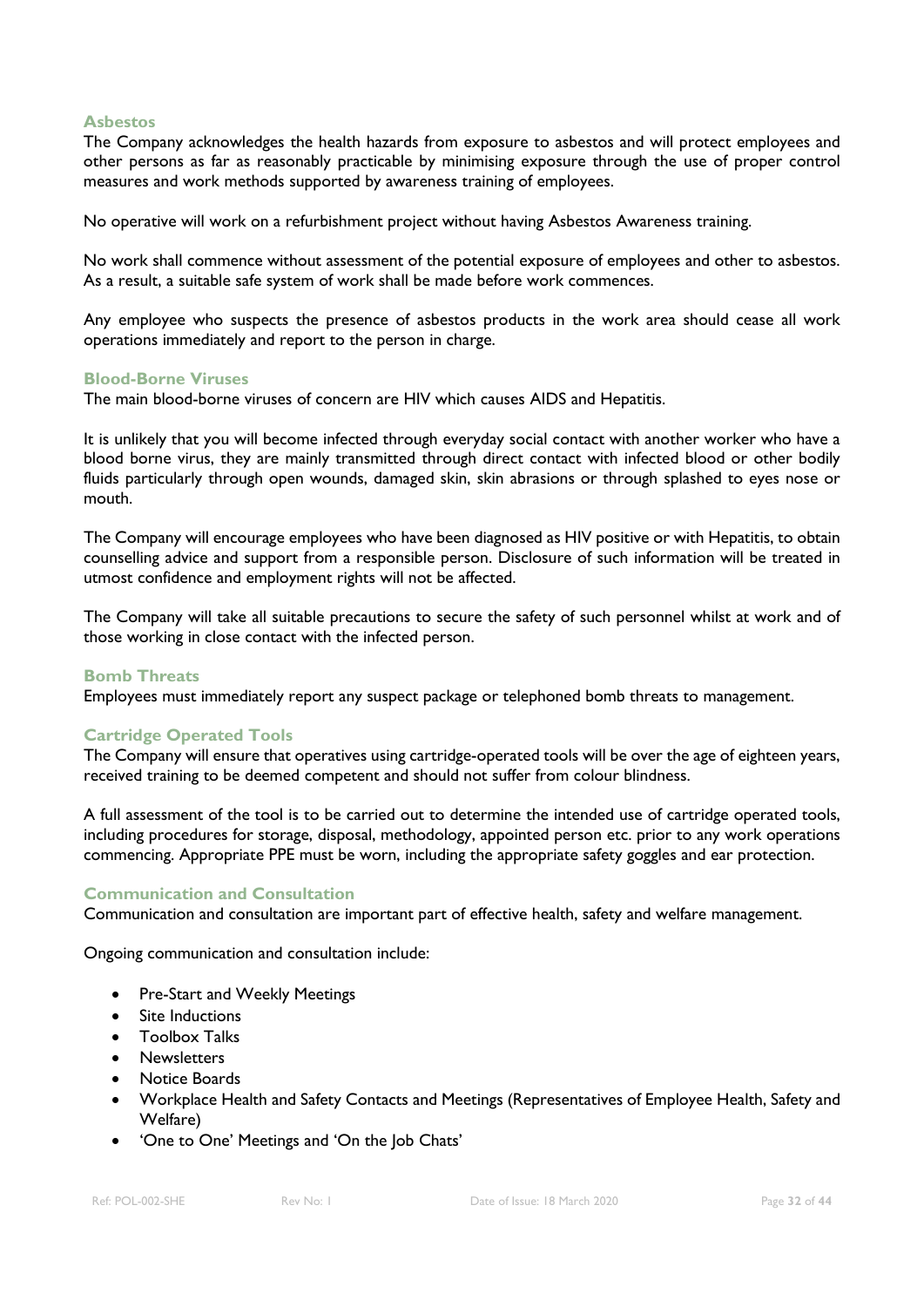### Asbestos

The Company acknowledges the health hazards from exposure to asbestos and will protect employees and other persons as far as reasonably practicable by minimising exposure through the use of proper control measures and work methods supported by awareness training of employees.

No operative will work on a refurbishment project without having Asbestos Awareness training.

No work shall commence without assessment of the potential exposure of employees and other to asbestos. As a result, a suitable safe system of work shall be made before work commences.

Any employee who suspects the presence of asbestos products in the work area should cease all work operations immediately and report to the person in charge.

### Blood-Borne Viruses

The main blood-borne viruses of concern are HIV which causes AIDS and Hepatitis.

It is unlikely that you will become infected through everyday social contact with another worker who have a blood borne virus, they are mainly transmitted through direct contact with infected blood or other bodily fluids particularly through open wounds, damaged skin, skin abrasions or through splashed to eyes nose or mouth.

The Company will encourage employees who have been diagnosed as HIV positive or with Hepatitis, to obtain counselling advice and support from a responsible person. Disclosure of such information will be treated in utmost confidence and employment rights will not be affected.

The Company will take all suitable precautions to secure the safety of such personnel whilst at work and of those working in close contact with the infected person.

### Bomb Threats

Employees must immediately report any suspect package or telephoned bomb threats to management.

### Cartridge Operated Tools

The Company will ensure that operatives using cartridge-operated tools will be over the age of eighteen years, received training to be deemed competent and should not suffer from colour blindness.

A full assessment of the tool is to be carried out to determine the intended use of cartridge operated tools, including procedures for storage, disposal, methodology, appointed person etc. prior to any work operations commencing. Appropriate PPE must be worn, including the appropriate safety goggles and ear protection.

### Communication and Consultation

Communication and consultation are important part of effective health, safety and welfare management.

Ongoing communication and consultation include:

- Pre-Start and Weekly Meetings
- Site Inductions
- Toolbox Talks
- Newsletters
- Notice Boards
- Workplace Health and Safety Contacts and Meetings (Representatives of Employee Health, Safety and Welfare)
- 'One to One' Meetings and 'On the Job Chats'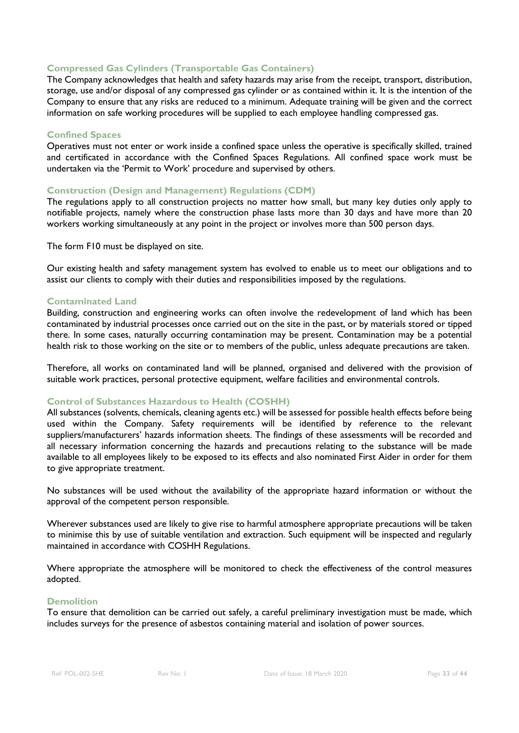### Compressed Gas Cylinders (Transportable Gas Containers)

The Company acknowledges that health and safety hazards may arise from the receipt, transport, distribution, storage, use and/or disposal of any compressed gas cylinder or as contained within it. It is the intention of the Company to ensure that any risks are reduced to a minimum. Adequate training will be given and the correct information on safe working procedures will be supplied to each employee handling compressed gas.

### Confined Spaces

Operatives must not enter or work inside a confined space unless the operative is specifically skilled, trained and certificated in accordance with the Confined Spaces Regulations. All confined space work must be undertaken via the 'Permit to Work' procedure and supervised by others.

### Construction (Design and Management) Regulations (CDM)

The regulations apply to all construction projects no matter how small, but many key duties only apply to notifiable projects, namely where the construction phase lasts more than 30 days and have more than 20 workers working simultaneously at any point in the project or involves more than 500 person days.

The form F10 must be displayed on site.

Our existing health and safety management system has evolved to enable us to meet our obligations and to assist our clients to comply with their duties and responsibilities imposed by the regulations.

### Contaminated Land

Building, construction and engineering works can often involve the redevelopment of land which has been contaminated by industrial processes once carried out on the site in the past, or by materials stored or tipped there. In some cases, naturally occurring contamination may be present. Contamination may be a potential health risk to those working on the site or to members of the public, unless adequate precautions are taken.

Therefore, all works on contaminated land will be planned, organised and delivered with the provision of suitable work practices, personal protective equipment, welfare facilities and environmental controls.

### Control of Substances Hazardous to Health (COSHH)

All substances (solvents, chemicals, cleaning agents etc.) will be assessed for possible health effects before being used within the Company. Safety requirements will be identified by reference to the relevant suppliers/manufacturers' hazards information sheets. The findings of these assessments will be recorded and all necessary information concerning the hazards and precautions relating to the substance will be made available to all employees likely to be exposed to its effects and also nominated First Aider in order for them to give appropriate treatment.

No substances will be used without the availability of the appropriate hazard information or without the approval of the competent person responsible.

Wherever substances used are likely to give rise to harmful atmosphere appropriate precautions will be taken to minimise this by use of suitable ventilation and extraction. Such equipment will be inspected and regularly maintained in accordance with COSHH Regulations.

Where appropriate the atmosphere will be monitored to check the effectiveness of the control measures adopted.

### Demolition

To ensure that demolition can be carried out safely, a careful preliminary investigation must be made, which includes surveys for the presence of asbestos containing material and isolation of power sources.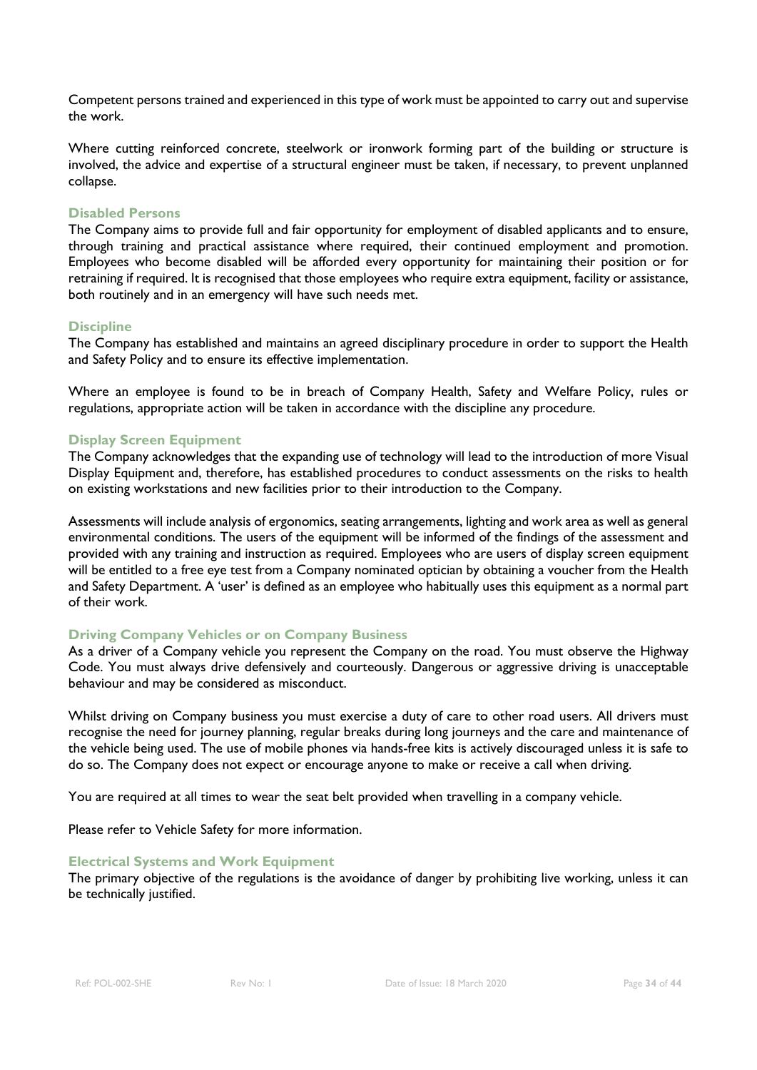Competent persons trained and experienced in this type of work must be appointed to carry out and supervise the work.

Where cutting reinforced concrete, steelwork or ironwork forming part of the building or structure is involved, the advice and expertise of a structural engineer must be taken, if necessary, to prevent unplanned collapse.

### Disabled Persons

The Company aims to provide full and fair opportunity for employment of disabled applicants and to ensure, through training and practical assistance where required, their continued employment and promotion. Employees who become disabled will be afforded every opportunity for maintaining their position or for retraining if required. It is recognised that those employees who require extra equipment, facility or assistance, both routinely and in an emergency will have such needs met.

### Discipline

The Company has established and maintains an agreed disciplinary procedure in order to support the Health and Safety Policy and to ensure its effective implementation.

Where an employee is found to be in breach of Company Health, Safety and Welfare Policy, rules or regulations, appropriate action will be taken in accordance with the discipline any procedure.

### Display Screen Equipment

The Company acknowledges that the expanding use of technology will lead to the introduction of more Visual Display Equipment and, therefore, has established procedures to conduct assessments on the risks to health on existing workstations and new facilities prior to their introduction to the Company.

Assessments will include analysis of ergonomics, seating arrangements, lighting and work area as well as general environmental conditions. The users of the equipment will be informed of the findings of the assessment and provided with any training and instruction as required. Employees who are users of display screen equipment will be entitled to a free eye test from a Company nominated optician by obtaining a voucher from the Health and Safety Department. A 'user' is defined as an employee who habitually uses this equipment as a normal part of their work.

### Driving Company Vehicles or on Company Business

As a driver of a Company vehicle you represent the Company on the road. You must observe the Highway Code. You must always drive defensively and courteously. Dangerous or aggressive driving is unacceptable behaviour and may be considered as misconduct.

Whilst driving on Company business you must exercise a duty of care to other road users. All drivers must recognise the need for journey planning, regular breaks during long journeys and the care and maintenance of the vehicle being used. The use of mobile phones via hands-free kits is actively discouraged unless it is safe to do so. The Company does not expect or encourage anyone to make or receive a call when driving.

You are required at all times to wear the seat belt provided when travelling in a company vehicle.

Please refer to Vehicle Safety for more information.

### Electrical Systems and Work Equipment

The primary objective of the regulations is the avoidance of danger by prohibiting live working, unless it can be technically justified.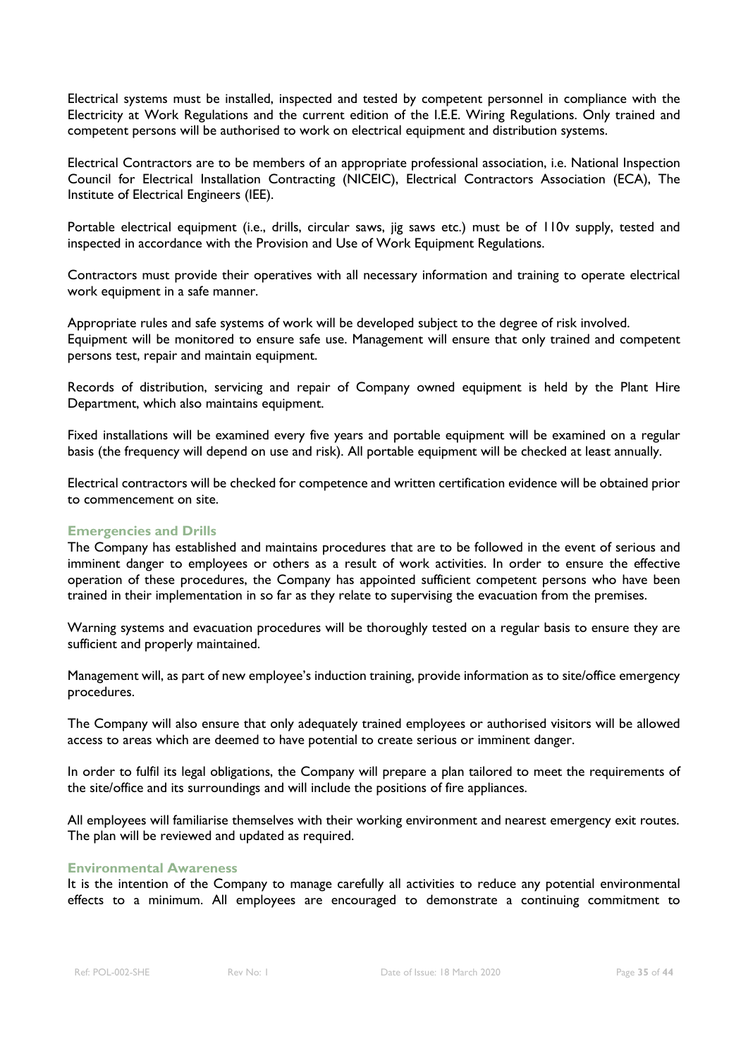Electrical systems must be installed, inspected and tested by competent personnel in compliance with the Electricity at Work Regulations and the current edition of the I.E.E. Wiring Regulations. Only trained and competent persons will be authorised to work on electrical equipment and distribution systems.

Electrical Contractors are to be members of an appropriate professional association, i.e. National Inspection Council for Electrical Installation Contracting (NICEIC), Electrical Contractors Association (ECA), The Institute of Electrical Engineers (IEE).

Portable electrical equipment (i.e., drills, circular saws, jig saws etc.) must be of 110v supply, tested and inspected in accordance with the Provision and Use of Work Equipment Regulations.

Contractors must provide their operatives with all necessary information and training to operate electrical work equipment in a safe manner.

Appropriate rules and safe systems of work will be developed subject to the degree of risk involved. Equipment will be monitored to ensure safe use. Management will ensure that only trained and competent persons test, repair and maintain equipment.

Records of distribution, servicing and repair of Company owned equipment is held by the Plant Hire Department, which also maintains equipment.

Fixed installations will be examined every five years and portable equipment will be examined on a regular basis (the frequency will depend on use and risk). All portable equipment will be checked at least annually.

Electrical contractors will be checked for competence and written certification evidence will be obtained prior to commencement on site.

### Emergencies and Drills

The Company has established and maintains procedures that are to be followed in the event of serious and imminent danger to employees or others as a result of work activities. In order to ensure the effective operation of these procedures, the Company has appointed sufficient competent persons who have been trained in their implementation in so far as they relate to supervising the evacuation from the premises.

Warning systems and evacuation procedures will be thoroughly tested on a regular basis to ensure they are sufficient and properly maintained.

Management will, as part of new employee's induction training, provide information as to site/office emergency procedures.

The Company will also ensure that only adequately trained employees or authorised visitors will be allowed access to areas which are deemed to have potential to create serious or imminent danger.

In order to fulfil its legal obligations, the Company will prepare a plan tailored to meet the requirements of the site/office and its surroundings and will include the positions of fire appliances.

All employees will familiarise themselves with their working environment and nearest emergency exit routes. The plan will be reviewed and updated as required.

### Environmental Awareness

It is the intention of the Company to manage carefully all activities to reduce any potential environmental effects to a minimum. All employees are encouraged to demonstrate a continuing commitment to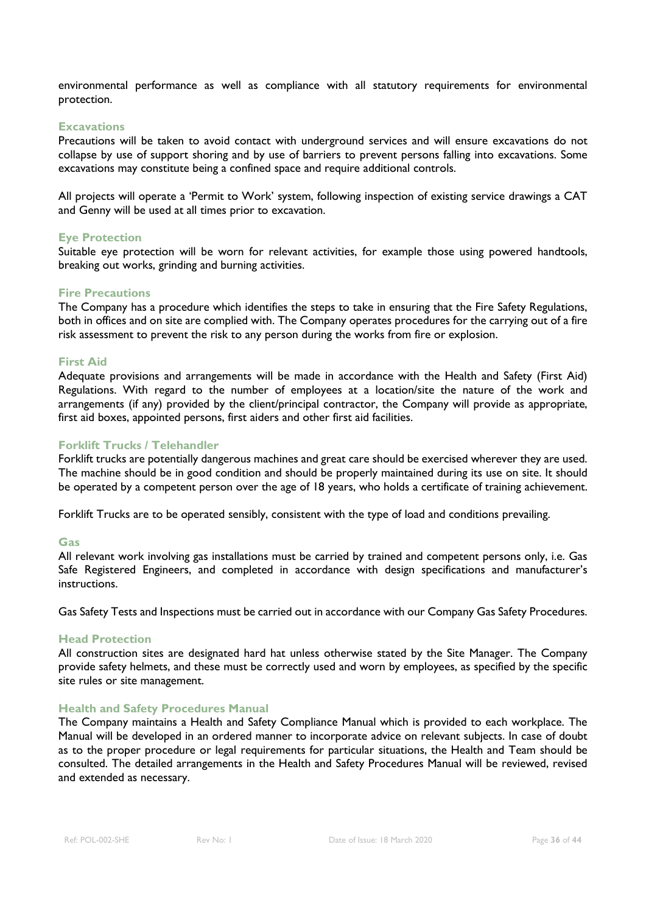environmental performance as well as compliance with all statutory requirements for environmental protection.

### Excavations

Precautions will be taken to avoid contact with underground services and will ensure excavations do not collapse by use of support shoring and by use of barriers to prevent persons falling into excavations. Some excavations may constitute being a confined space and require additional controls.

All projects will operate a 'Permit to Work' system, following inspection of existing service drawings a CAT and Genny will be used at all times prior to excavation.

### Eye Protection

Suitable eye protection will be worn for relevant activities, for example those using powered handtools, breaking out works, grinding and burning activities.

### Fire Precautions

The Company has a procedure which identifies the steps to take in ensuring that the Fire Safety Regulations, both in offices and on site are complied with. The Company operates procedures for the carrying out of a fire risk assessment to prevent the risk to any person during the works from fire or explosion.

### First Aid

Adequate provisions and arrangements will be made in accordance with the Health and Safety (First Aid) Regulations. With regard to the number of employees at a location/site the nature of the work and arrangements (if any) provided by the client/principal contractor, the Company will provide as appropriate, first aid boxes, appointed persons, first aiders and other first aid facilities.

### Forklift Trucks / Telehandler

Forklift trucks are potentially dangerous machines and great care should be exercised wherever they are used. The machine should be in good condition and should be properly maintained during its use on site. It should be operated by a competent person over the age of 18 years, who holds a certificate of training achievement.

Forklift Trucks are to be operated sensibly, consistent with the type of load and conditions prevailing.

### Gas

All relevant work involving gas installations must be carried by trained and competent persons only, i.e. Gas Safe Registered Engineers, and completed in accordance with design specifications and manufacturer's instructions.

Gas Safety Tests and Inspections must be carried out in accordance with our Company Gas Safety Procedures.

### Head Protection

All construction sites are designated hard hat unless otherwise stated by the Site Manager. The Company provide safety helmets, and these must be correctly used and worn by employees, as specified by the specific site rules or site management.

### Health and Safety Procedures Manual

The Company maintains a Health and Safety Compliance Manual which is provided to each workplace. The Manual will be developed in an ordered manner to incorporate advice on relevant subjects. In case of doubt as to the proper procedure or legal requirements for particular situations, the Health and Team should be consulted. The detailed arrangements in the Health and Safety Procedures Manual will be reviewed, revised and extended as necessary.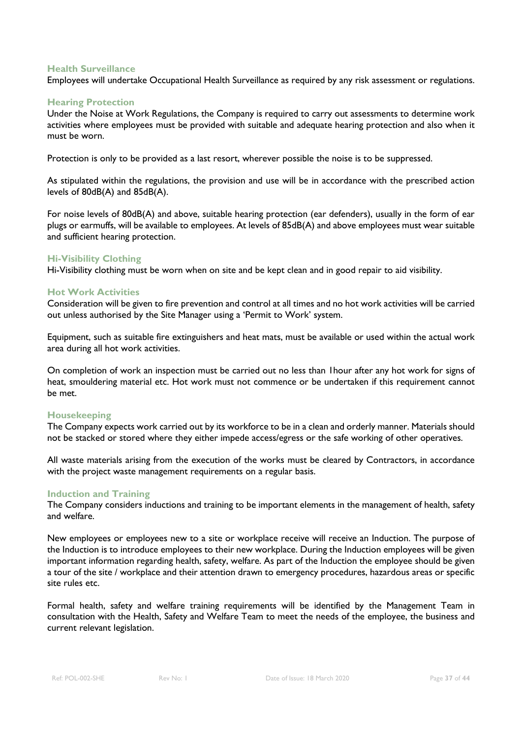### Health Surveillance

Employees will undertake Occupational Health Surveillance as required by any risk assessment or regulations.

### Hearing Protection

Under the Noise at Work Regulations, the Company is required to carry out assessments to determine work activities where employees must be provided with suitable and adequate hearing protection and also when it must be worn.

Protection is only to be provided as a last resort, wherever possible the noise is to be suppressed.

As stipulated within the regulations, the provision and use will be in accordance with the prescribed action levels of 80dB(A) and 85dB(A).

For noise levels of 80dB(A) and above, suitable hearing protection (ear defenders), usually in the form of ear plugs or earmuffs, will be available to employees. At levels of 85dB(A) and above employees must wear suitable and sufficient hearing protection.

### Hi-Visibility Clothing

Hi-Visibility clothing must be worn when on site and be kept clean and in good repair to aid visibility.

### Hot Work Activities

Consideration will be given to fire prevention and control at all times and no hot work activities will be carried out unless authorised by the Site Manager using a 'Permit to Work' system.

Equipment, such as suitable fire extinguishers and heat mats, must be available or used within the actual work area during all hot work activities.

On completion of work an inspection must be carried out no less than 1hour after any hot work for signs of heat, smouldering material etc. Hot work must not commence or be undertaken if this requirement cannot be met.

### Housekeeping

The Company expects work carried out by its workforce to be in a clean and orderly manner. Materials should not be stacked or stored where they either impede access/egress or the safe working of other operatives.

All waste materials arising from the execution of the works must be cleared by Contractors, in accordance with the project waste management requirements on a regular basis.

### Induction and Training

The Company considers inductions and training to be important elements in the management of health, safety and welfare.

New employees or employees new to a site or workplace receive will receive an Induction. The purpose of the Induction is to introduce employees to their new workplace. During the Induction employees will be given important information regarding health, safety, welfare. As part of the Induction the employee should be given a tour of the site / workplace and their attention drawn to emergency procedures, hazardous areas or specific site rules etc.

Formal health, safety and welfare training requirements will be identified by the Management Team in consultation with the Health, Safety and Welfare Team to meet the needs of the employee, the business and current relevant legislation.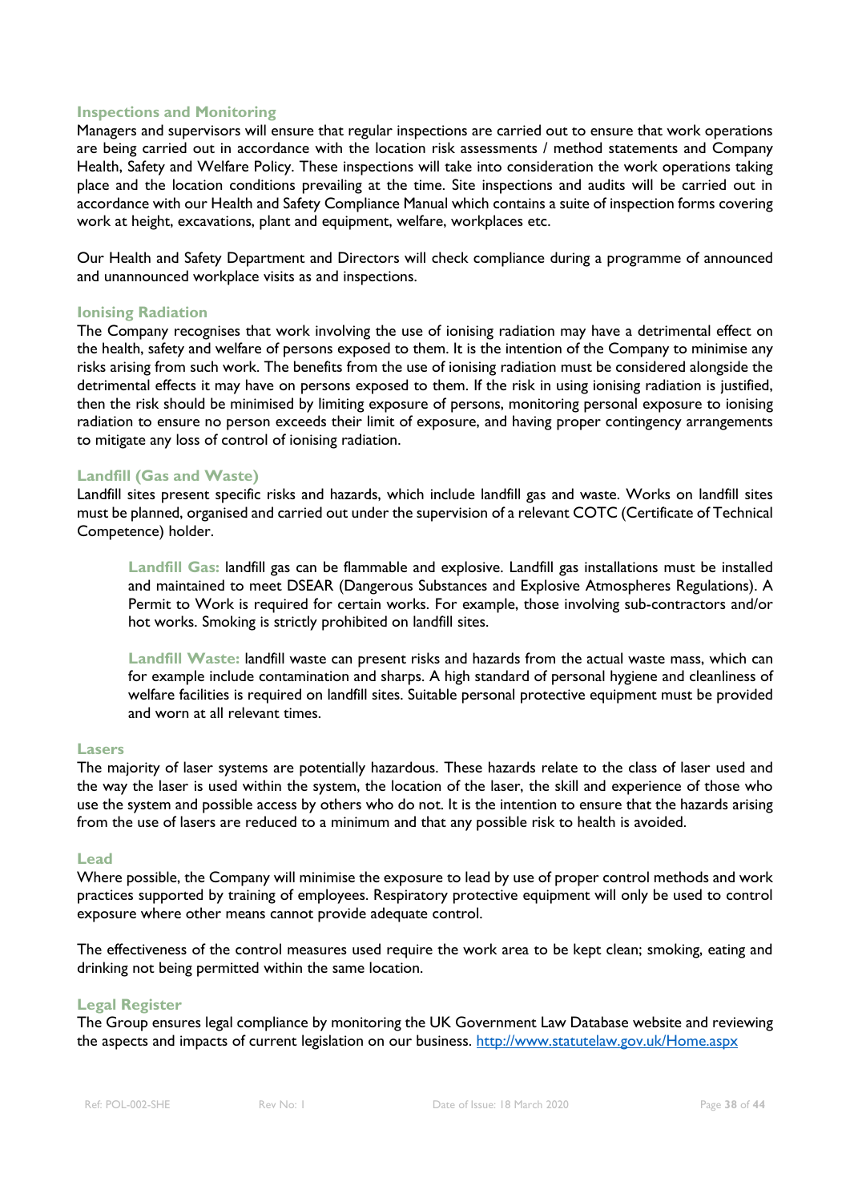## Inspections and Monitoring

Managers and supervisors will ensure that regular inspections are carried out to ensure that work operations are being carried out in accordance with the location risk assessments / method statements and Company Health, Safety and Welfare Policy. These inspections will take into consideration the work operations taking place and the location conditions prevailing at the time. Site inspections and audits will be carried out in accordance with our Health and Safety Compliance Manual which contains a suite of inspection forms covering work at height, excavations, plant and equipment, welfare, workplaces etc.

Our Health and Safety Department and Directors will check compliance during a programme of announced and unannounced workplace visits as and inspections.

## Ionising Radiation

The Company recognises that work involving the use of ionising radiation may have a detrimental effect on the health, safety and welfare of persons exposed to them. It is the intention of the Company to minimise any risks arising from such work. The benefits from the use of ionising radiation must be considered alongside the detrimental effects it may have on persons exposed to them. If the risk in using ionising radiation is justified, then the risk should be minimised by limiting exposure of persons, monitoring personal exposure to ionising radiation to ensure no person exceeds their limit of exposure, and having proper contingency arrangements to mitigate any loss of control of ionising radiation.

## Landfill (Gas and Waste)

Landfill sites present specific risks and hazards, which include landfill gas and waste. Works on landfill sites must be planned, organised and carried out under the supervision of a relevant COTC (Certificate of Technical Competence) holder.

> **Landfill Gas:** landfill gas can be flammable and explosive. Landfill gas installations must be installed and maintained to meet DSEAR (Dangerous Substances and Explosive Atmospheres Regulations). A Permit to Work is required for certain works. For example, those involving sub-contractors and/or hot works. Smoking is strictly prohibited on landfill sites.
>
> **Landfill Waste:** landfill waste can present risks and hazards from the actual waste mass, which can for example include contamination and sharps. A high standard of personal hygiene and cleanliness of welfare facilities is required on landfill sites. Suitable personal protective equipment must be provided and worn at all relevant times.

## Lasers

The majority of laser systems are potentially hazardous. These hazards relate to the class of laser used and the way the laser is used within the system, the location of the laser, the skill and experience of those who use the system and possible access by others who do not. It is the intention to ensure that the hazards arising from the use of lasers are reduced to a minimum and that any possible risk to health is avoided.

## Lead

Where possible, the Company will minimise the exposure to lead by use of proper control methods and work practices supported by training of employees. Respiratory protective equipment will only be used to control exposure where other means cannot provide adequate control.

The effectiveness of the control measures used require the work area to be kept clean; smoking, eating and drinking not being permitted within the same location.

## Legal Register

The Group ensures legal compliance by monitoring the UK Government Law Database website and reviewing the aspects and impacts of current legislation on our business. [http://www.statutelaw.gov.uk/Home.aspx](http://www.statutelaw.gov.uk/Home.aspx)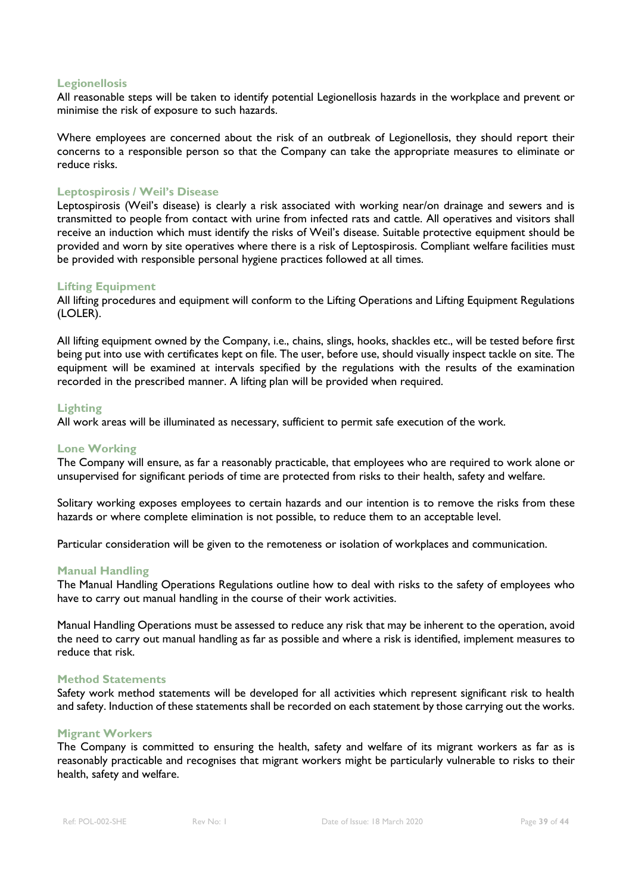### Legionellosis

All reasonable steps will be taken to identify potential Legionellosis hazards in the workplace and prevent or minimise the risk of exposure to such hazards.

Where employees are concerned about the risk of an outbreak of Legionellosis, they should report their concerns to a responsible person so that the Company can take the appropriate measures to eliminate or reduce risks.

### Leptospirosis / Weil's Disease

Leptospirosis (Weil's disease) is clearly a risk associated with working near/on drainage and sewers and is transmitted to people from contact with urine from infected rats and cattle. All operatives and visitors shall receive an induction which must identify the risks of Weil's disease. Suitable protective equipment should be provided and worn by site operatives where there is a risk of Leptospirosis. Compliant welfare facilities must be provided with responsible personal hygiene practices followed at all times.

### Lifting Equipment

All lifting procedures and equipment will conform to the Lifting Operations and Lifting Equipment Regulations (LOLER).

All lifting equipment owned by the Company, i.e., chains, slings, hooks, shackles etc., will be tested before first being put into use with certificates kept on file. The user, before use, should visually inspect tackle on site. The equipment will be examined at intervals specified by the regulations with the results of the examination recorded in the prescribed manner. A lifting plan will be provided when required.

### Lighting

All work areas will be illuminated as necessary, sufficient to permit safe execution of the work.

### Lone Working

The Company will ensure, as far a reasonably practicable, that employees who are required to work alone or unsupervised for significant periods of time are protected from risks to their health, safety and welfare.

Solitary working exposes employees to certain hazards and our intention is to remove the risks from these hazards or where complete elimination is not possible, to reduce them to an acceptable level.

Particular consideration will be given to the remoteness or isolation of workplaces and communication.

### Manual Handling

The Manual Handling Operations Regulations outline how to deal with risks to the safety of employees who have to carry out manual handling in the course of their work activities.

Manual Handling Operations must be assessed to reduce any risk that may be inherent to the operation, avoid the need to carry out manual handling as far as possible and where a risk is identified, implement measures to reduce that risk.

### Method Statements

Safety work method statements will be developed for all activities which represent significant risk to health and safety. Induction of these statements shall be recorded on each statement by those carrying out the works.

### Migrant Workers

The Company is committed to ensuring the health, safety and welfare of its migrant workers as far as is reasonably practicable and recognises that migrant workers might be particularly vulnerable to risks to their health, safety and welfare.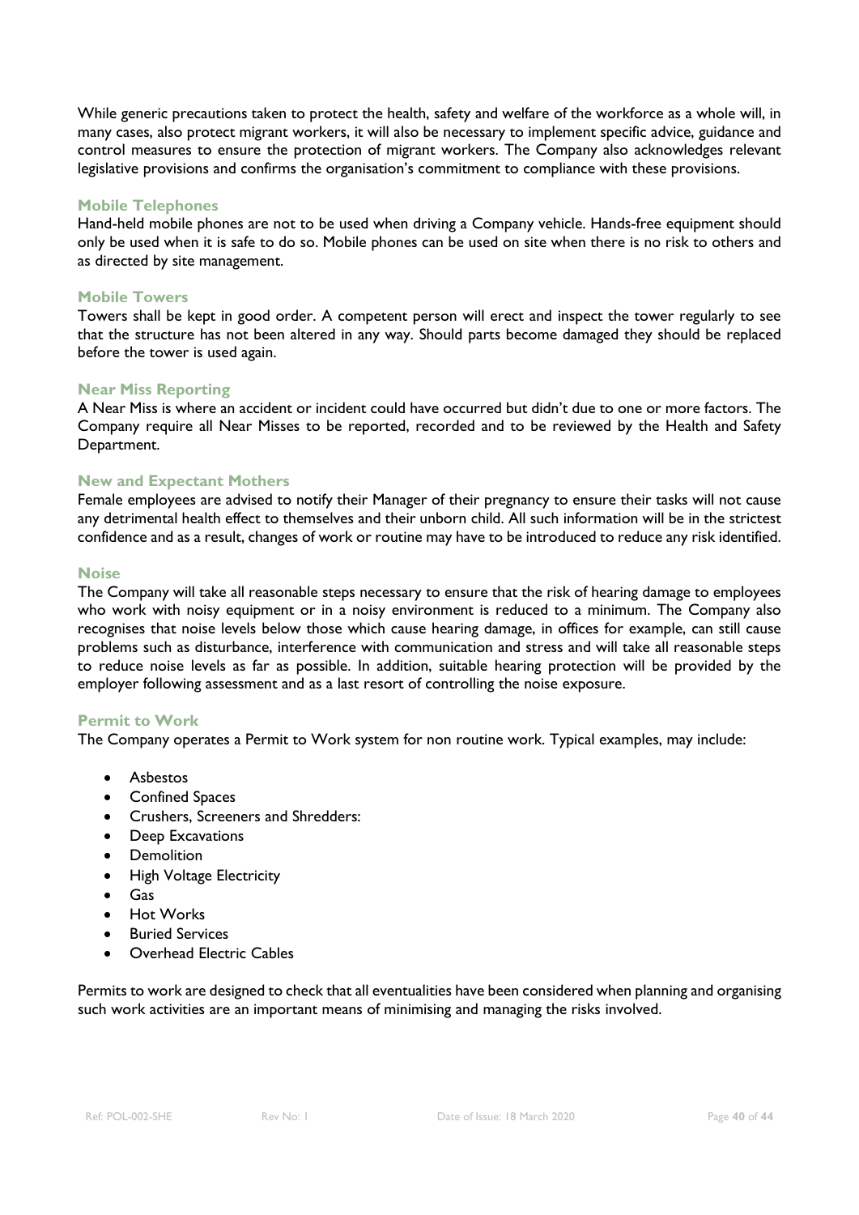While generic precautions taken to protect the health, safety and welfare of the workforce as a whole will, in many cases, also protect migrant workers, it will also be necessary to implement specific advice, guidance and control measures to ensure the protection of migrant workers. The Company also acknowledges relevant legislative provisions and confirms the organisation's commitment to compliance with these provisions.

### Mobile Telephones

Hand-held mobile phones are not to be used when driving a Company vehicle. Hands-free equipment should only be used when it is safe to do so. Mobile phones can be used on site when there is no risk to others and as directed by site management.

### Mobile Towers

Towers shall be kept in good order. A competent person will erect and inspect the tower regularly to see that the structure has not been altered in any way. Should parts become damaged they should be replaced before the tower is used again.

### Near Miss Reporting

A Near Miss is where an accident or incident could have occurred but didn't due to one or more factors. The Company require all Near Misses to be reported, recorded and to be reviewed by the Health and Safety Department.

### New and Expectant Mothers

Female employees are advised to notify their Manager of their pregnancy to ensure their tasks will not cause any detrimental health effect to themselves and their unborn child. All such information will be in the strictest confidence and as a result, changes of work or routine may have to be introduced to reduce any risk identified.

### Noise

The Company will take all reasonable steps necessary to ensure that the risk of hearing damage to employees who work with noisy equipment or in a noisy environment is reduced to a minimum. The Company also recognises that noise levels below those which cause hearing damage, in offices for example, can still cause problems such as disturbance, interference with communication and stress and will take all reasonable steps to reduce noise levels as far as possible. In addition, suitable hearing protection will be provided by the employer following assessment and as a last resort of controlling the noise exposure.

### Permit to Work

The Company operates a Permit to Work system for non routine work. Typical examples, may include:

- Asbestos
- Confined Spaces
- Crushers, Screeners and Shredders:
- Deep Excavations
- Demolition
- High Voltage Electricity
- Gas
- Hot Works
- Buried Services
- Overhead Electric Cables

Permits to work are designed to check that all eventualities have been considered when planning and organising such work activities are an important means of minimising and managing the risks involved.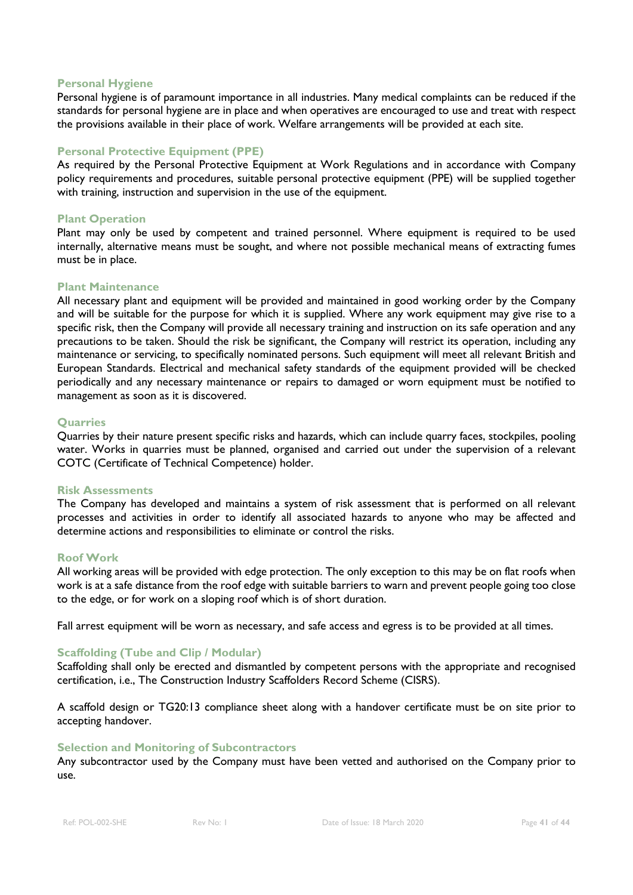### Personal Hygiene

Personal hygiene is of paramount importance in all industries. Many medical complaints can be reduced if the standards for personal hygiene are in place and when operatives are encouraged to use and treat with respect the provisions available in their place of work. Welfare arrangements will be provided at each site.

### Personal Protective Equipment (PPE)

As required by the Personal Protective Equipment at Work Regulations and in accordance with Company policy requirements and procedures, suitable personal protective equipment (PPE) will be supplied together with training, instruction and supervision in the use of the equipment.

### Plant Operation

Plant may only be used by competent and trained personnel. Where equipment is required to be used internally, alternative means must be sought, and where not possible mechanical means of extracting fumes must be in place.

### Plant Maintenance

All necessary plant and equipment will be provided and maintained in good working order by the Company and will be suitable for the purpose for which it is supplied. Where any work equipment may give rise to a specific risk, then the Company will provide all necessary training and instruction on its safe operation and any precautions to be taken. Should the risk be significant, the Company will restrict its operation, including any maintenance or servicing, to specifically nominated persons. Such equipment will meet all relevant British and European Standards. Electrical and mechanical safety standards of the equipment provided will be checked periodically and any necessary maintenance or repairs to damaged or worn equipment must be notified to management as soon as it is discovered.

### Quarries

Quarries by their nature present specific risks and hazards, which can include quarry faces, stockpiles, pooling water. Works in quarries must be planned, organised and carried out under the supervision of a relevant COTC (Certificate of Technical Competence) holder.

### Risk Assessments

The Company has developed and maintains a system of risk assessment that is performed on all relevant processes and activities in order to identify all associated hazards to anyone who may be affected and determine actions and responsibilities to eliminate or control the risks.

### Roof Work

All working areas will be provided with edge protection. The only exception to this may be on flat roofs when work is at a safe distance from the roof edge with suitable barriers to warn and prevent people going too close to the edge, or for work on a sloping roof which is of short duration.

Fall arrest equipment will be worn as necessary, and safe access and egress is to be provided at all times.

### Scaffolding (Tube and Clip / Modular)

Scaffolding shall only be erected and dismantled by competent persons with the appropriate and recognised certification, i.e., The Construction Industry Scaffolders Record Scheme (CISRS).

A scaffold design or TG20:13 compliance sheet along with a handover certificate must be on site prior to accepting handover.

### Selection and Monitoring of Subcontractors

Any subcontractor used by the Company must have been vetted and authorised on the Company prior to use.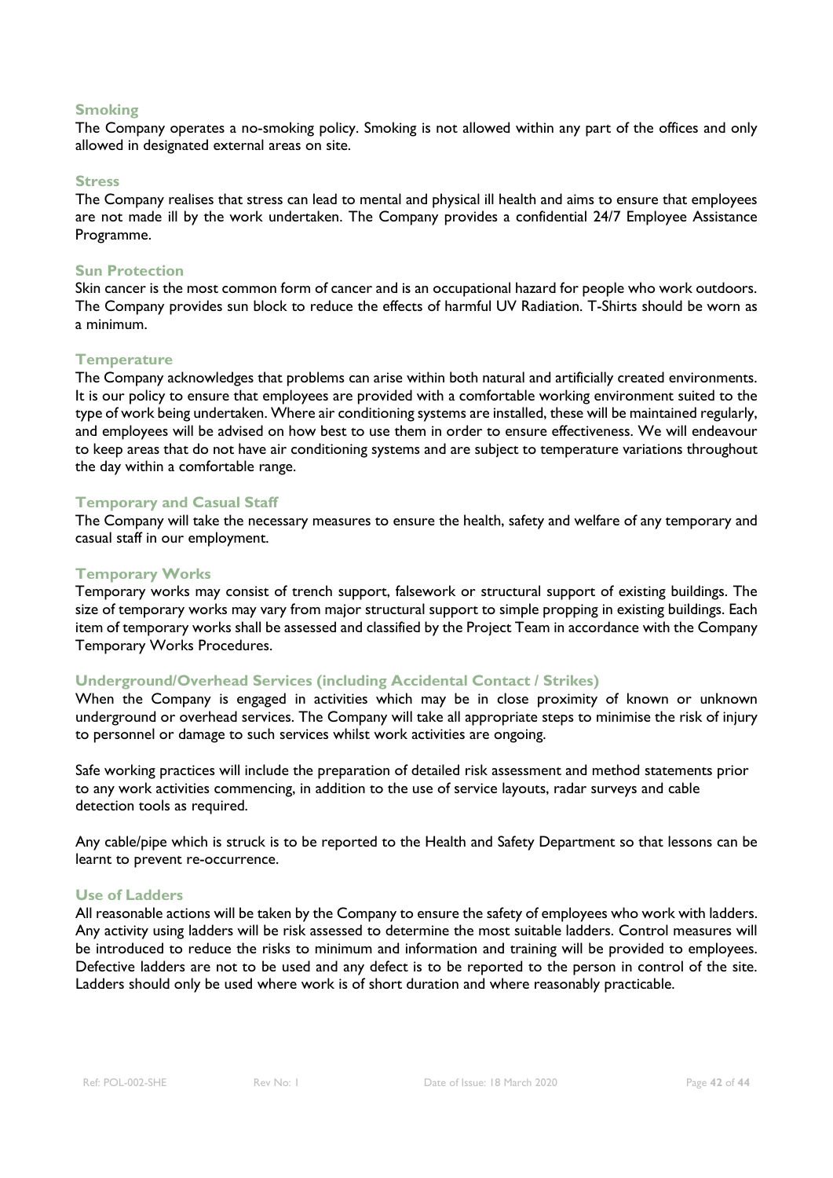### Smoking

The Company operates a no-smoking policy. Smoking is not allowed within any part of the offices and only allowed in designated external areas on site.

### Stress

The Company realises that stress can lead to mental and physical ill health and aims to ensure that employees are not made ill by the work undertaken. The Company provides a confidential 24/7 Employee Assistance Programme.

### Sun Protection

Skin cancer is the most common form of cancer and is an occupational hazard for people who work outdoors. The Company provides sun block to reduce the effects of harmful UV Radiation. T-Shirts should be worn as a minimum.

### Temperature

The Company acknowledges that problems can arise within both natural and artificially created environments. It is our policy to ensure that employees are provided with a comfortable working environment suited to the type of work being undertaken. Where air conditioning systems are installed, these will be maintained regularly, and employees will be advised on how best to use them in order to ensure effectiveness. We will endeavour to keep areas that do not have air conditioning systems and are subject to temperature variations throughout the day within a comfortable range.

### Temporary and Casual Staff

The Company will take the necessary measures to ensure the health, safety and welfare of any temporary and casual staff in our employment.

### Temporary Works

Temporary works may consist of trench support, falsework or structural support of existing buildings. The size of temporary works may vary from major structural support to simple propping in existing buildings. Each item of temporary works shall be assessed and classified by the Project Team in accordance with the Company Temporary Works Procedures.

### Underground/Overhead Services (including Accidental Contact / Strikes)

When the Company is engaged in activities which may be in close proximity of known or unknown underground or overhead services. The Company will take all appropriate steps to minimise the risk of injury to personnel or damage to such services whilst work activities are ongoing.

Safe working practices will include the preparation of detailed risk assessment and method statements prior to any work activities commencing, in addition to the use of service layouts, radar surveys and cable detection tools as required.

Any cable/pipe which is struck is to be reported to the Health and Safety Department so that lessons can be learnt to prevent re-occurrence.

### Use of Ladders

All reasonable actions will be taken by the Company to ensure the safety of employees who work with ladders. Any activity using ladders will be risk assessed to determine the most suitable ladders. Control measures will be introduced to reduce the risks to minimum and information and training will be provided to employees. Defective ladders are not to be used and any defect is to be reported to the person in control of the site. Ladders should only be used where work is of short duration and where reasonably practicable.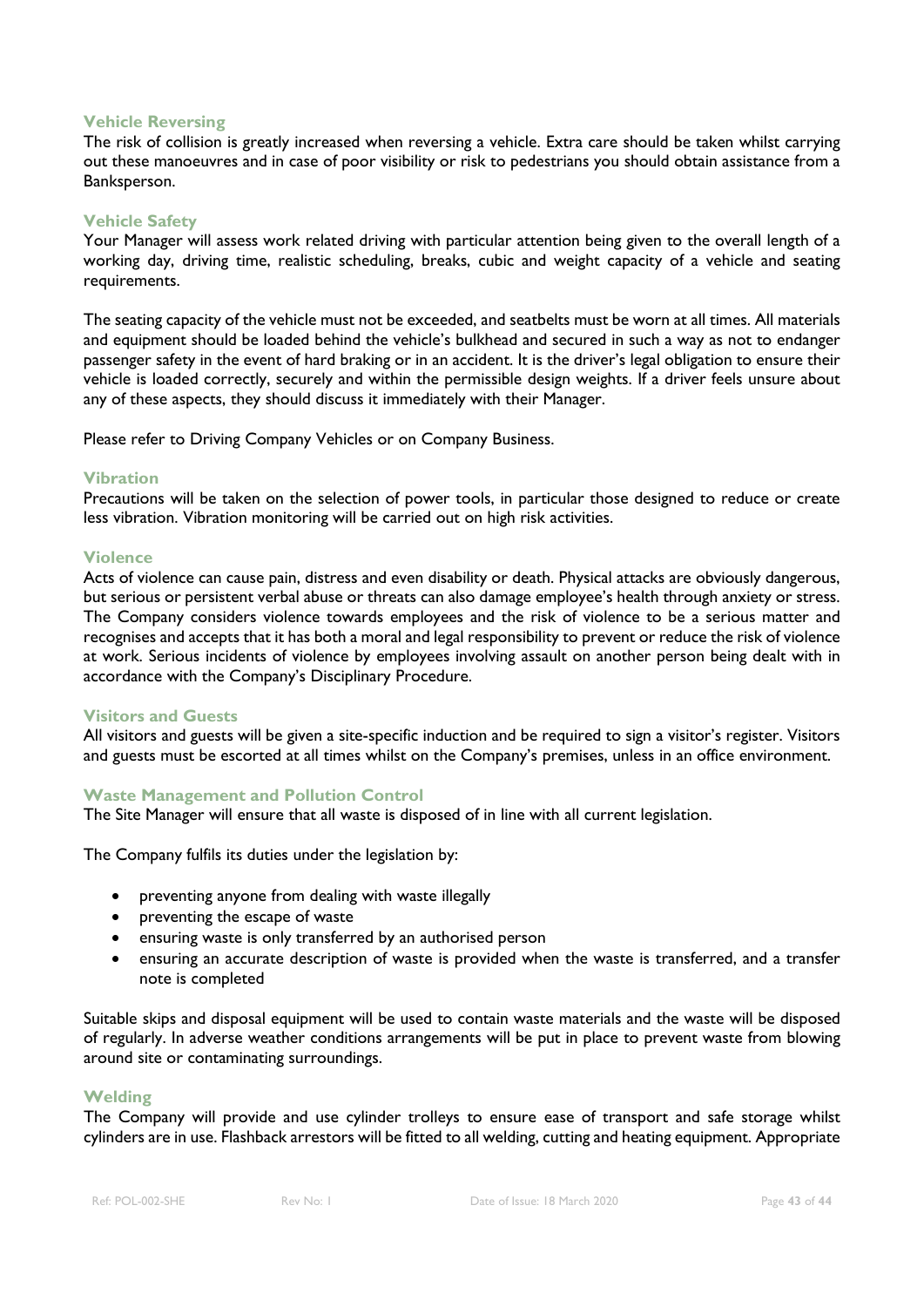### Vehicle Reversing

The risk of collision is greatly increased when reversing a vehicle. Extra care should be taken whilst carrying out these manoeuvres and in case of poor visibility or risk to pedestrians you should obtain assistance from a Banksperson.

### Vehicle Safety

Your Manager will assess work related driving with particular attention being given to the overall length of a working day, driving time, realistic scheduling, breaks, cubic and weight capacity of a vehicle and seating requirements.

The seating capacity of the vehicle must not be exceeded, and seatbelts must be worn at all times. All materials and equipment should be loaded behind the vehicle's bulkhead and secured in such a way as not to endanger passenger safety in the event of hard braking or in an accident. It is the driver's legal obligation to ensure their vehicle is loaded correctly, securely and within the permissible design weights. If a driver feels unsure about any of these aspects, they should discuss it immediately with their Manager.

Please refer to Driving Company Vehicles or on Company Business.

### Vibration

Precautions will be taken on the selection of power tools, in particular those designed to reduce or create less vibration. Vibration monitoring will be carried out on high risk activities.

### Violence

Acts of violence can cause pain, distress and even disability or death. Physical attacks are obviously dangerous, but serious or persistent verbal abuse or threats can also damage employee's health through anxiety or stress. The Company considers violence towards employees and the risk of violence to be a serious matter and recognises and accepts that it has both a moral and legal responsibility to prevent or reduce the risk of violence at work. Serious incidents of violence by employees involving assault on another person being dealt with in accordance with the Company's Disciplinary Procedure.

### Visitors and Guests

All visitors and guests will be given a site-specific induction and be required to sign a visitor's register. Visitors and guests must be escorted at all times whilst on the Company's premises, unless in an office environment.

### Waste Management and Pollution Control

The Site Manager will ensure that all waste is disposed of in line with all current legislation.

The Company fulfils its duties under the legislation by:

- preventing anyone from dealing with waste illegally
- preventing the escape of waste
- ensuring waste is only transferred by an authorised person
- ensuring an accurate description of waste is provided when the waste is transferred, and a transfer note is completed

Suitable skips and disposal equipment will be used to contain waste materials and the waste will be disposed of regularly. In adverse weather conditions arrangements will be put in place to prevent waste from blowing around site or contaminating surroundings.

### Welding

The Company will provide and use cylinder trolleys to ensure ease of transport and safe storage whilst cylinders are in use. Flashback arrestors will be fitted to all welding, cutting and heating equipment. Appropriate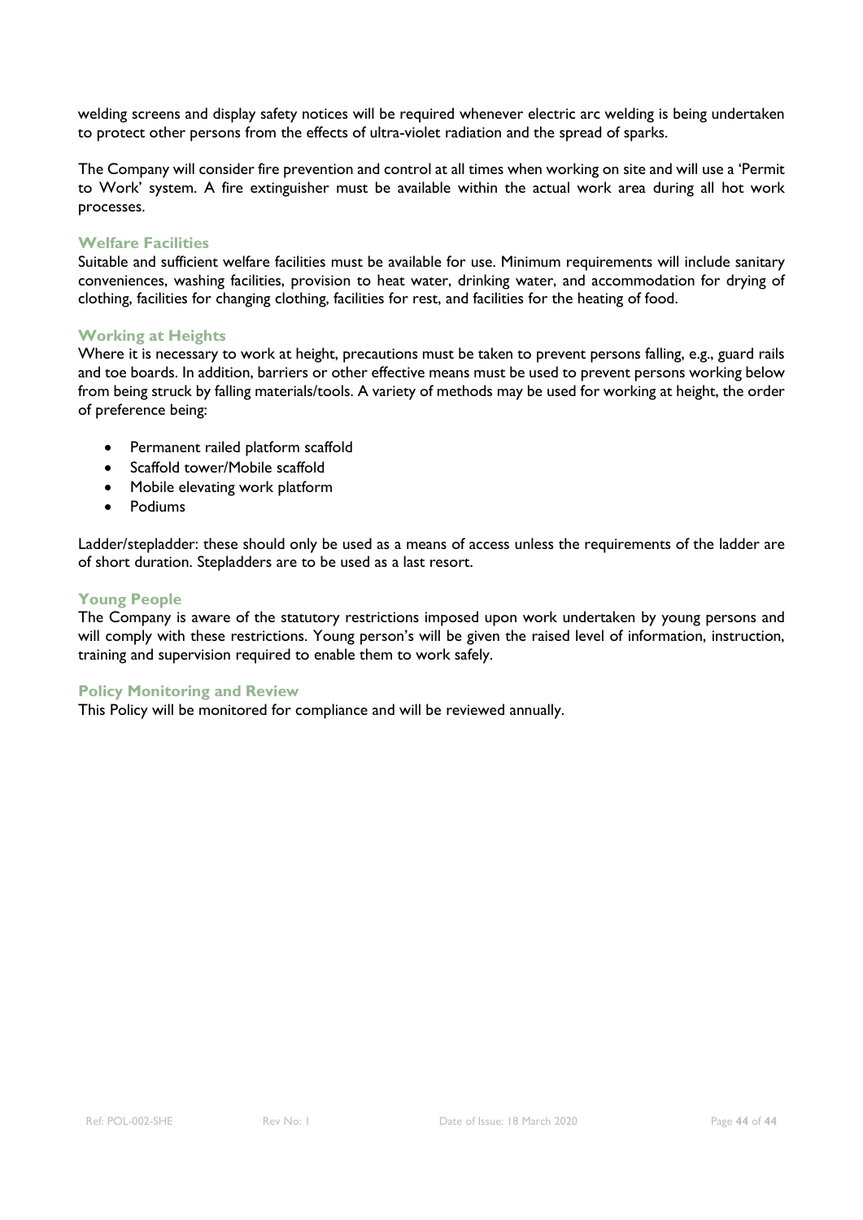welding screens and display safety notices will be required whenever electric arc welding is being undertaken to protect other persons from the effects of ultra-violet radiation and the spread of sparks.

The Company will consider fire prevention and control at all times when working on site and will use a 'Permit to Work' system. A fire extinguisher must be available within the actual work area during all hot work processes.

### Welfare Facilities

Suitable and sufficient welfare facilities must be available for use. Minimum requirements will include sanitary conveniences, washing facilities, provision to heat water, drinking water, and accommodation for drying of clothing, facilities for changing clothing, facilities for rest, and facilities for the heating of food.

### Working at Heights

Where it is necessary to work at height, precautions must be taken to prevent persons falling, e.g., guard rails and toe boards. In addition, barriers or other effective means must be used to prevent persons working below from being struck by falling materials/tools. A variety of methods may be used for working at height, the order of preference being:

- Permanent railed platform scaffold
- Scaffold tower/Mobile scaffold
- Mobile elevating work platform
- Podiums

Ladder/stepladder: these should only be used as a means of access unless the requirements of the ladder are of short duration. Stepladders are to be used as a last resort.

### Young People

The Company is aware of the statutory restrictions imposed upon work undertaken by young persons and will comply with these restrictions. Young person's will be given the raised level of information, instruction, training and supervision required to enable them to work safely.

### Policy Monitoring and Review

This Policy will be monitored for compliance and will be reviewed annually.